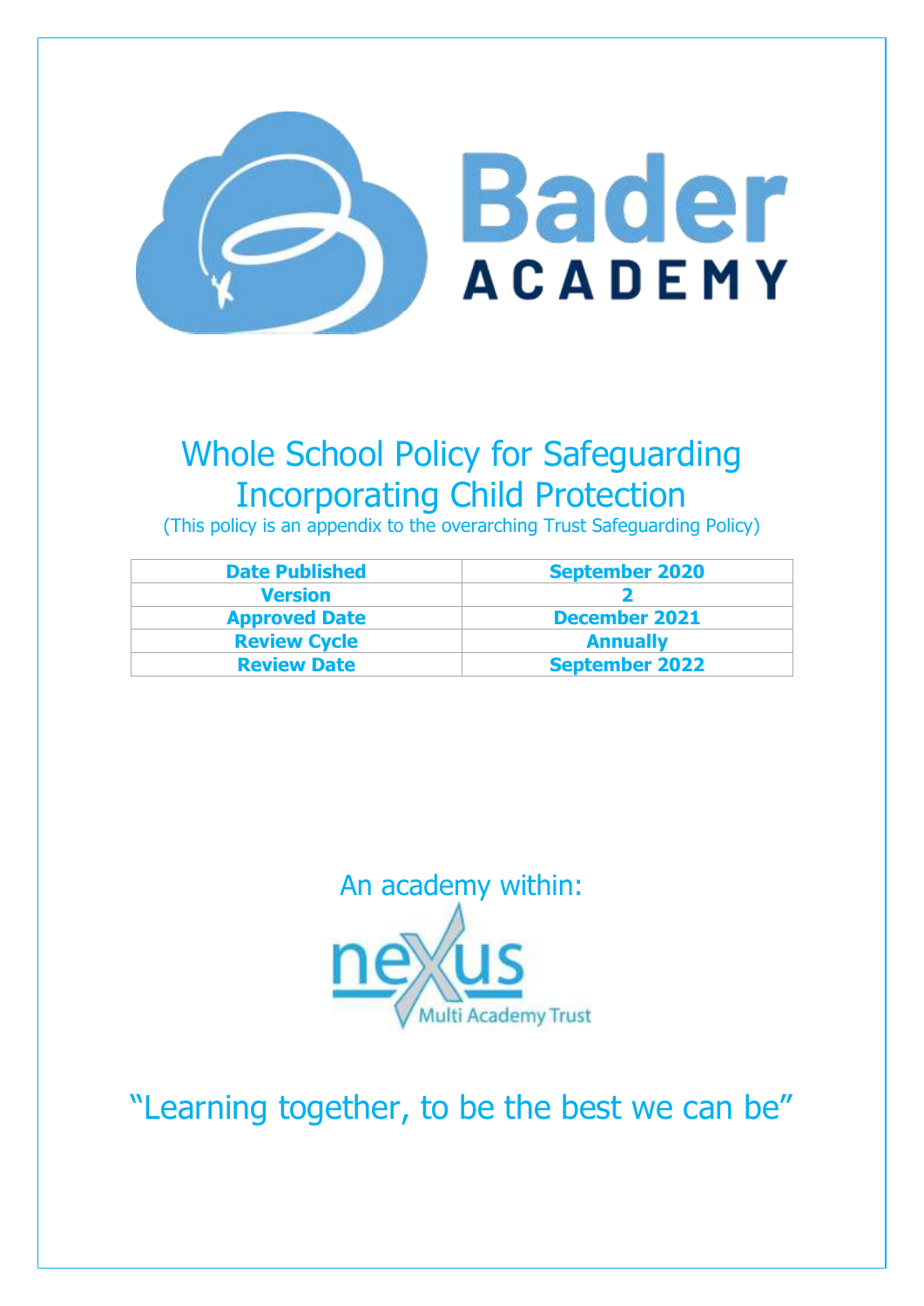Bader ACADEMY

# Whole School Policy for Safeguarding Incorporating Child Protection

(This policy is an appendix to the overarching Trust Safeguarding Policy)

| Date Published | September 2020 |
|---|---|
| Version | 2 |
| Approved Date | December 2021 |
| Review Cycle | Annually |
| Review Date | September 2022 |

An academy within:

nexus Multi Academy Trust

"Learning together, to be the best we can be"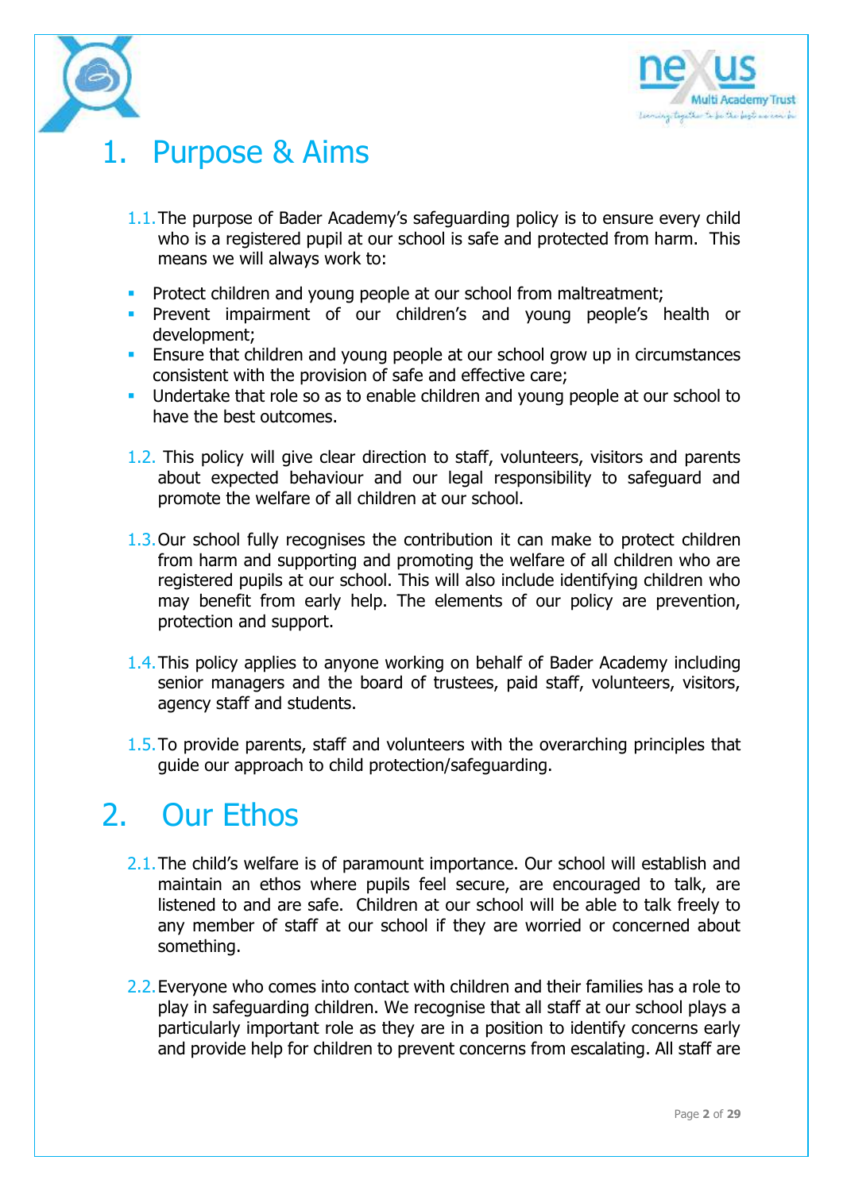# 1. Purpose & Aims

1.1. The purpose of Bader Academy's safeguarding policy is to ensure every child who is a registered pupil at our school is safe and protected from harm. This means we will always work to:

- Protect children and young people at our school from maltreatment;
- Prevent impairment of our children's and young people's health or development;
- Ensure that children and young people at our school grow up in circumstances consistent with the provision of safe and effective care;
- Undertake that role so as to enable children and young people at our school to have the best outcomes.

1.2. This policy will give clear direction to staff, volunteers, visitors and parents about expected behaviour and our legal responsibility to safeguard and promote the welfare of all children at our school.

1.3. Our school fully recognises the contribution it can make to protect children from harm and supporting and promoting the welfare of all children who are registered pupils at our school. This will also include identifying children who may benefit from early help. The elements of our policy are prevention, protection and support.

1.4. This policy applies to anyone working on behalf of Bader Academy including senior managers and the board of trustees, paid staff, volunteers, visitors, agency staff and students.

1.5. To provide parents, staff and volunteers with the overarching principles that guide our approach to child protection/safeguarding.

# 2. Our Ethos

2.1. The child's welfare is of paramount importance. Our school will establish and maintain an ethos where pupils feel secure, are encouraged to talk, are listened to and are safe. Children at our school will be able to talk freely to any member of staff at our school if they are worried or concerned about something.

2.2. Everyone who comes into contact with children and their families has a role to play in safeguarding children. We recognise that all staff at our school plays a particularly important role as they are in a position to identify concerns early and provide help for children to prevent concerns from escalating. All staff are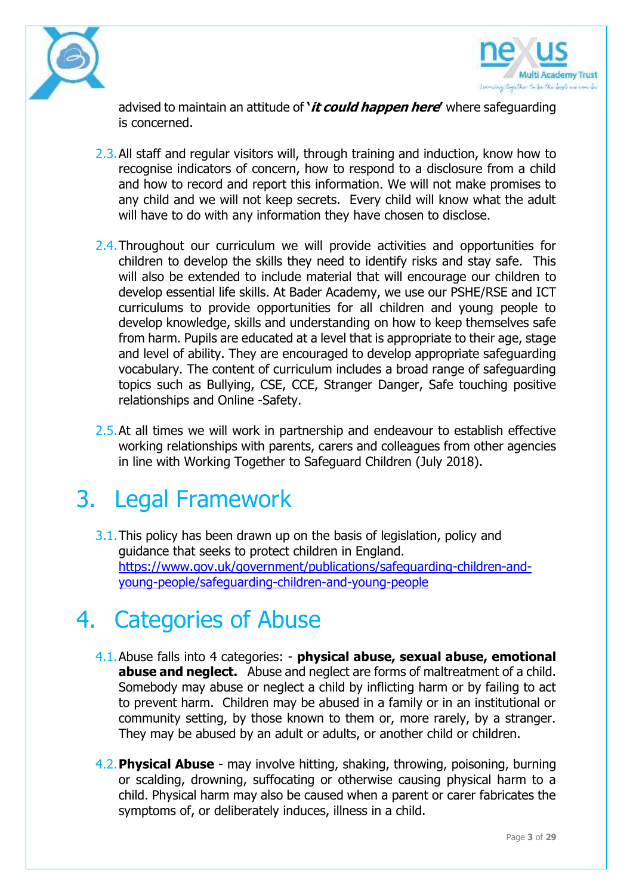advised to maintain an attitude of '***it could happen here***' where safeguarding is concerned.

2.3. All staff and regular visitors will, through training and induction, know how to recognise indicators of concern, how to respond to a disclosure from a child and how to record and report this information. We will not make promises to any child and we will not keep secrets. Every child will know what the adult will have to do with any information they have chosen to disclose.

2.4. Throughout our curriculum we will provide activities and opportunities for children to develop the skills they need to identify risks and stay safe. This will also be extended to include material that will encourage our children to develop essential life skills. At Bader Academy, we use our PSHE/RSE and ICT curriculums to provide opportunities for all children and young people to develop knowledge, skills and understanding on how to keep themselves safe from harm. Pupils are educated at a level that is appropriate to their age, stage and level of ability. They are encouraged to develop appropriate safeguarding vocabulary. The content of curriculum includes a broad range of safeguarding topics such as Bullying, CSE, CCE, Stranger Danger, Safe touching positive relationships and Online -Safety.

2.5. At all times we will work in partnership and endeavour to establish effective working relationships with parents, carers and colleagues from other agencies in line with Working Together to Safeguard Children (July 2018).

# 3. Legal Framework

3.1. This policy has been drawn up on the basis of legislation, policy and guidance that seeks to protect children in England. [https://www.gov.uk/government/publications/safeguarding-children-and-young-people/safeguarding-children-and-young-people](https://www.gov.uk/government/publications/safeguarding-children-and-young-people/safeguarding-children-and-young-people)

# 4. Categories of Abuse

4.1. Abuse falls into 4 categories: - **physical abuse, sexual abuse, emotional abuse and neglect.** Abuse and neglect are forms of maltreatment of a child. Somebody may abuse or neglect a child by inflicting harm or by failing to act to prevent harm. Children may be abused in a family or in an institutional or community setting, by those known to them or, more rarely, by a stranger. They may be abused by an adult or adults, or another child or children.

4.2. **Physical Abuse** - may involve hitting, shaking, throwing, poisoning, burning or scalding, drowning, suffocating or otherwise causing physical harm to a child. Physical harm may also be caused when a parent or carer fabricates the symptoms of, or deliberately induces, illness in a child.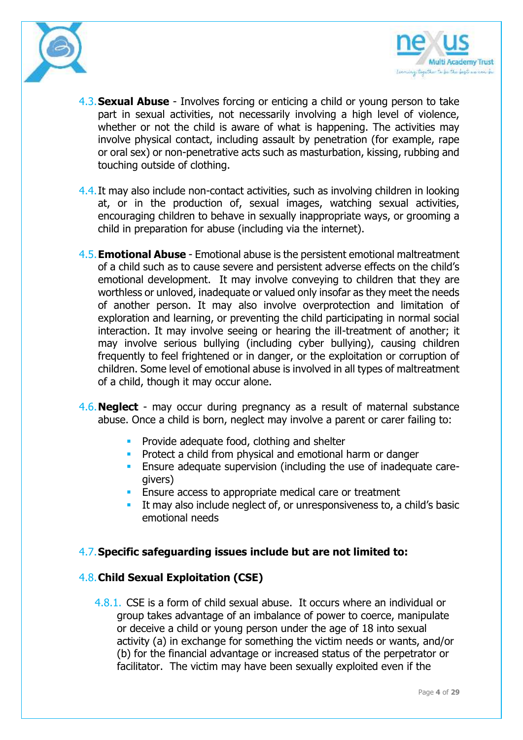4.3. **Sexual Abuse** - Involves forcing or enticing a child or young person to take part in sexual activities, not necessarily involving a high level of violence, whether or not the child is aware of what is happening. The activities may involve physical contact, including assault by penetration (for example, rape or oral sex) or non-penetrative acts such as masturbation, kissing, rubbing and touching outside of clothing.

4.4. It may also include non-contact activities, such as involving children in looking at, or in the production of, sexual images, watching sexual activities, encouraging children to behave in sexually inappropriate ways, or grooming a child in preparation for abuse (including via the internet).

4.5. **Emotional Abuse** - Emotional abuse is the persistent emotional maltreatment of a child such as to cause severe and persistent adverse effects on the child's emotional development. It may involve conveying to children that they are worthless or unloved, inadequate or valued only insofar as they meet the needs of another person. It may also involve overprotection and limitation of exploration and learning, or preventing the child participating in normal social interaction. It may involve seeing or hearing the ill-treatment of another; it may involve serious bullying (including cyber bullying), causing children frequently to feel frightened or in danger, or the exploitation or corruption of children. Some level of emotional abuse is involved in all types of maltreatment of a child, though it may occur alone.

4.6. **Neglect** - may occur during pregnancy as a result of maternal substance abuse. Once a child is born, neglect may involve a parent or carer failing to:

- Provide adequate food, clothing and shelter
- Protect a child from physical and emotional harm or danger
- Ensure adequate supervision (including the use of inadequate care-givers)
- Ensure access to appropriate medical care or treatment
- It may also include neglect of, or unresponsiveness to, a child's basic emotional needs

4.7. **Specific safeguarding issues include but are not limited to:**

4.8. **Child Sexual Exploitation (CSE)**

4.8.1. CSE is a form of child sexual abuse. It occurs where an individual or group takes advantage of an imbalance of power to coerce, manipulate or deceive a child or young person under the age of 18 into sexual activity (a) in exchange for something the victim needs or wants, and/or (b) for the financial advantage or increased status of the perpetrator or facilitator. The victim may have been sexually exploited even if the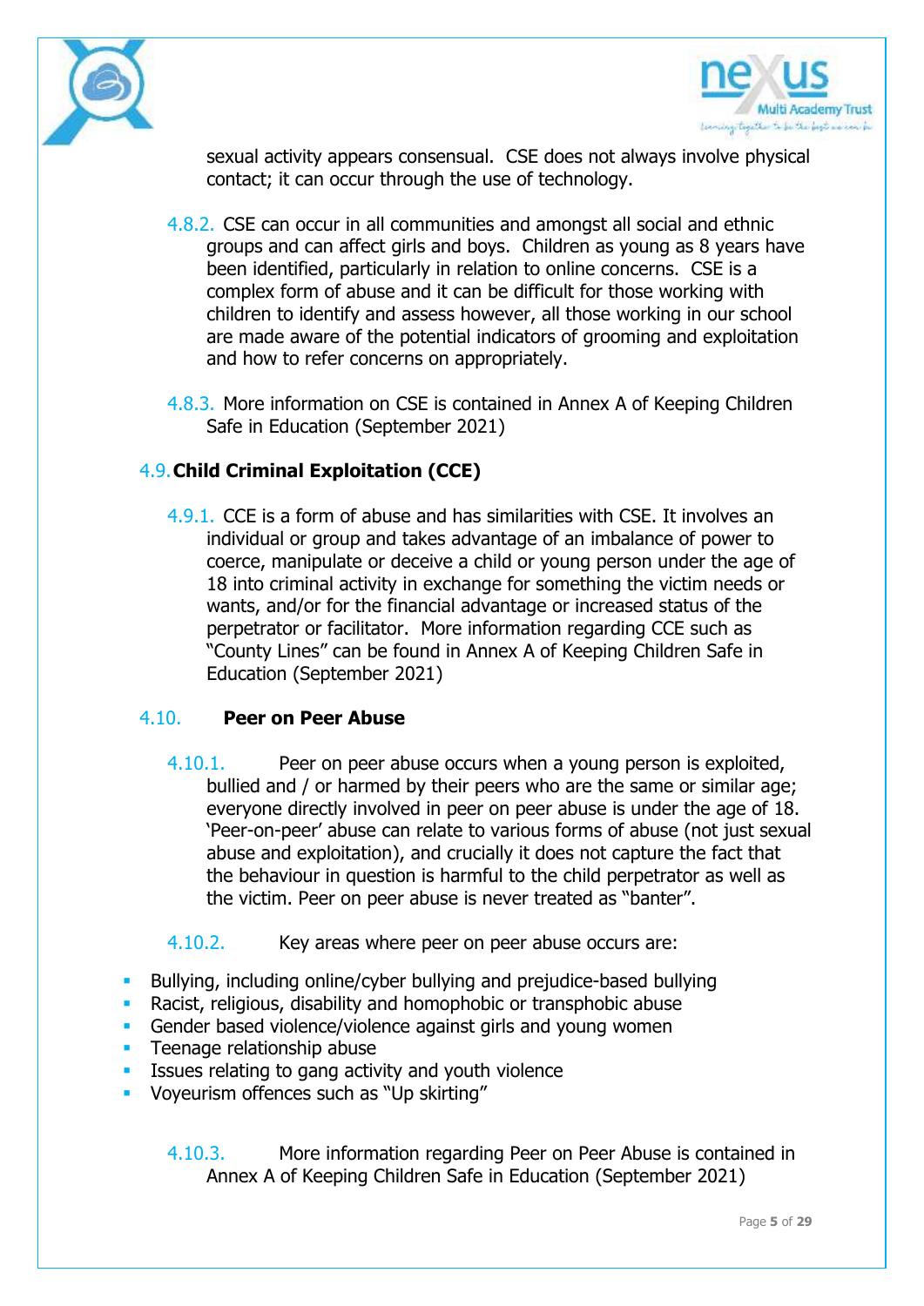sexual activity appears consensual. CSE does not always involve physical contact; it can occur through the use of technology.

4.8.2. CSE can occur in all communities and amongst all social and ethnic groups and can affect girls and boys. Children as young as 8 years have been identified, particularly in relation to online concerns. CSE is a complex form of abuse and it can be difficult for those working with children to identify and assess however, all those working in our school are made aware of the potential indicators of grooming and exploitation and how to refer concerns on appropriately.

4.8.3. More information on CSE is contained in Annex A of Keeping Children Safe in Education (September 2021)

## 4.9. Child Criminal Exploitation (CCE)

4.9.1. CCE is a form of abuse and has similarities with CSE. It involves an individual or group and takes advantage of an imbalance of power to coerce, manipulate or deceive a child or young person under the age of 18 into criminal activity in exchange for something the victim needs or wants, and/or for the financial advantage or increased status of the perpetrator or facilitator. More information regarding CCE such as "County Lines" can be found in Annex A of Keeping Children Safe in Education (September 2021)

## 4.10. Peer on Peer Abuse

4.10.1. Peer on peer abuse occurs when a young person is exploited, bullied and / or harmed by their peers who are the same or similar age; everyone directly involved in peer on peer abuse is under the age of 18. 'Peer-on-peer' abuse can relate to various forms of abuse (not just sexual abuse and exploitation), and crucially it does not capture the fact that the behaviour in question is harmful to the child perpetrator as well as the victim. Peer on peer abuse is never treated as "banter".

4.10.2. Key areas where peer on peer abuse occurs are:

- Bullying, including online/cyber bullying and prejudice-based bullying
- Racist, religious, disability and homophobic or transphobic abuse
- Gender based violence/violence against girls and young women
- Teenage relationship abuse
- Issues relating to gang activity and youth violence
- Voyeurism offences such as "Up skirting"

4.10.3. More information regarding Peer on Peer Abuse is contained in Annex A of Keeping Children Safe in Education (September 2021)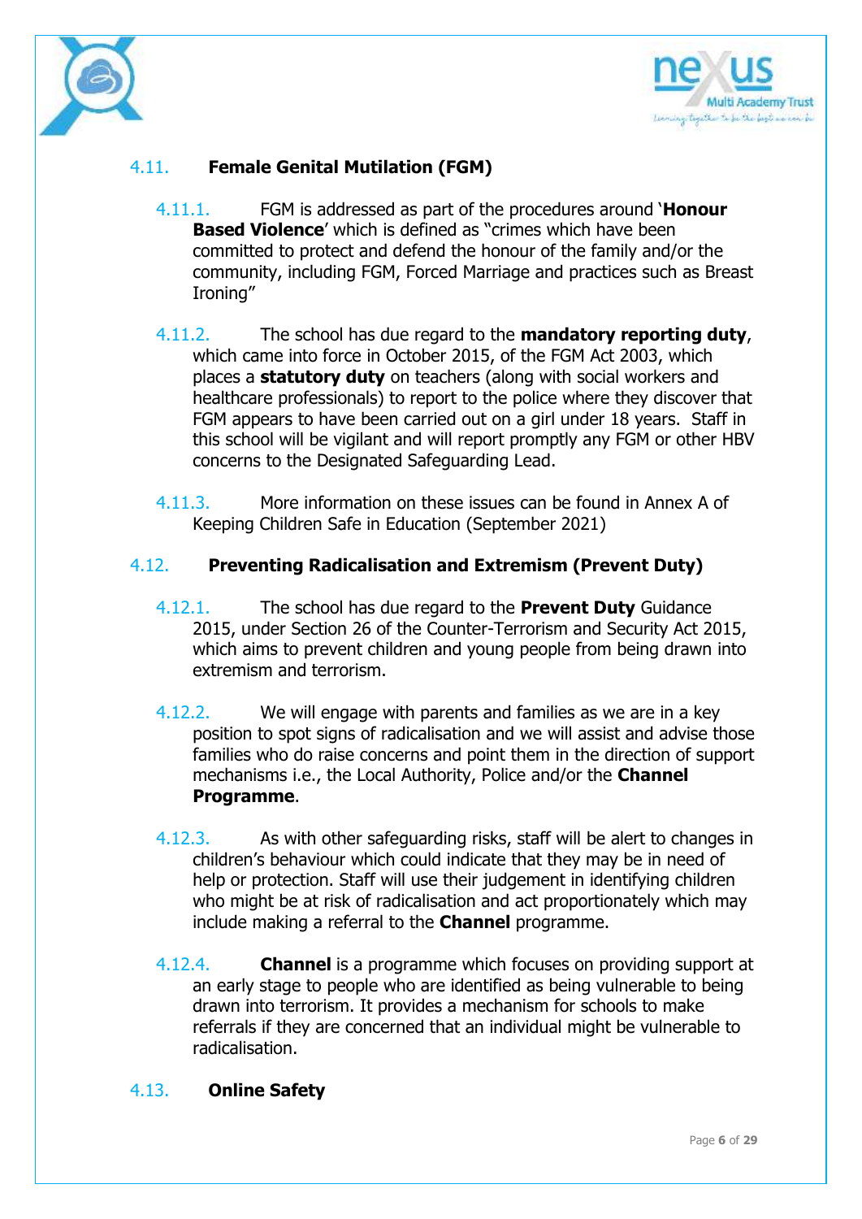## 4.11. Female Genital Mutilation (FGM)

4.11.1. FGM is addressed as part of the procedures around '**Honour Based Violence**' which is defined as "crimes which have been committed to protect and defend the honour of the family and/or the community, including FGM, Forced Marriage and practices such as Breast Ironing"

4.11.2. The school has due regard to the **mandatory reporting duty**, which came into force in October 2015, of the FGM Act 2003, which places a **statutory duty** on teachers (along with social workers and healthcare professionals) to report to the police where they discover that FGM appears to have been carried out on a girl under 18 years. Staff in this school will be vigilant and will report promptly any FGM or other HBV concerns to the Designated Safeguarding Lead.

4.11.3. More information on these issues can be found in Annex A of Keeping Children Safe in Education (September 2021)

## 4.12. Preventing Radicalisation and Extremism (Prevent Duty)

4.12.1. The school has due regard to the **Prevent Duty** Guidance 2015, under Section 26 of the Counter-Terrorism and Security Act 2015, which aims to prevent children and young people from being drawn into extremism and terrorism.

4.12.2. We will engage with parents and families as we are in a key position to spot signs of radicalisation and we will assist and advise those families who do raise concerns and point them in the direction of support mechanisms i.e., the Local Authority, Police and/or the **Channel Programme**.

4.12.3. As with other safeguarding risks, staff will be alert to changes in children's behaviour which could indicate that they may be in need of help or protection. Staff will use their judgement in identifying children who might be at risk of radicalisation and act proportionately which may include making a referral to the **Channel** programme.

4.12.4. **Channel** is a programme which focuses on providing support at an early stage to people who are identified as being vulnerable to being drawn into terrorism. It provides a mechanism for schools to make referrals if they are concerned that an individual might be vulnerable to radicalisation.

## 4.13. Online Safety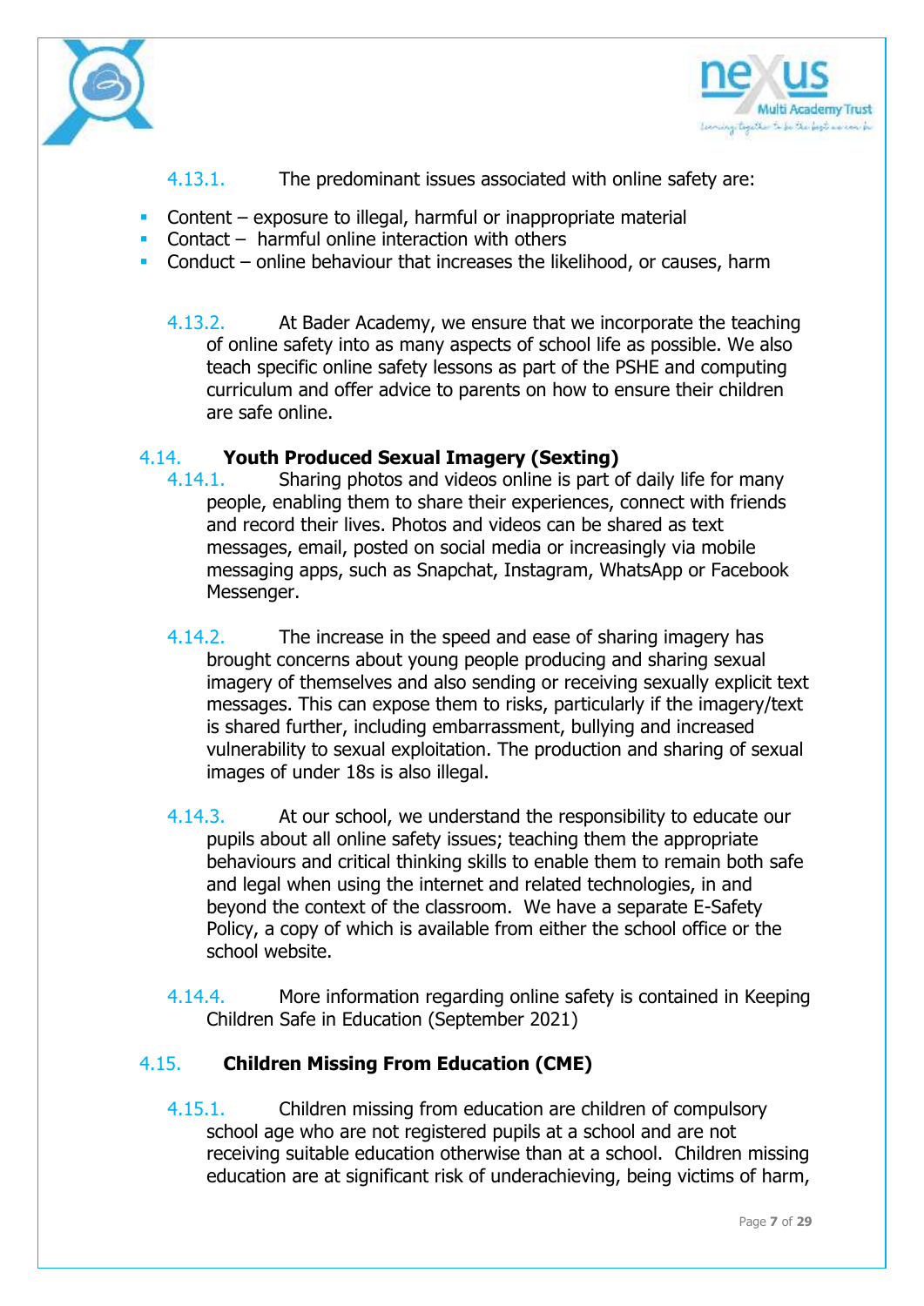4.13.1. The predominant issues associated with online safety are:

- Content – exposure to illegal, harmful or inappropriate material
- Contact – harmful online interaction with others
- Conduct – online behaviour that increases the likelihood, or causes, harm

4.13.2. At Bader Academy, we ensure that we incorporate the teaching of online safety into as many aspects of school life as possible. We also teach specific online safety lessons as part of the PSHE and computing curriculum and offer advice to parents on how to ensure their children are safe online.

## 4.14. Youth Produced Sexual Imagery (Sexting)

4.14.1. Sharing photos and videos online is part of daily life for many people, enabling them to share their experiences, connect with friends and record their lives. Photos and videos can be shared as text messages, email, posted on social media or increasingly via mobile messaging apps, such as Snapchat, Instagram, WhatsApp or Facebook Messenger.

4.14.2. The increase in the speed and ease of sharing imagery has brought concerns about young people producing and sharing sexual imagery of themselves and also sending or receiving sexually explicit text messages. This can expose them to risks, particularly if the imagery/text is shared further, including embarrassment, bullying and increased vulnerability to sexual exploitation. The production and sharing of sexual images of under 18s is also illegal.

4.14.3. At our school, we understand the responsibility to educate our pupils about all online safety issues; teaching them the appropriate behaviours and critical thinking skills to enable them to remain both safe and legal when using the internet and related technologies, in and beyond the context of the classroom. We have a separate E-Safety Policy, a copy of which is available from either the school office or the school website.

4.14.4. More information regarding online safety is contained in Keeping Children Safe in Education (September 2021)

## 4.15. Children Missing From Education (CME)

4.15.1. Children missing from education are children of compulsory school age who are not registered pupils at a school and are not receiving suitable education otherwise than at a school. Children missing education are at significant risk of underachieving, being victims of harm,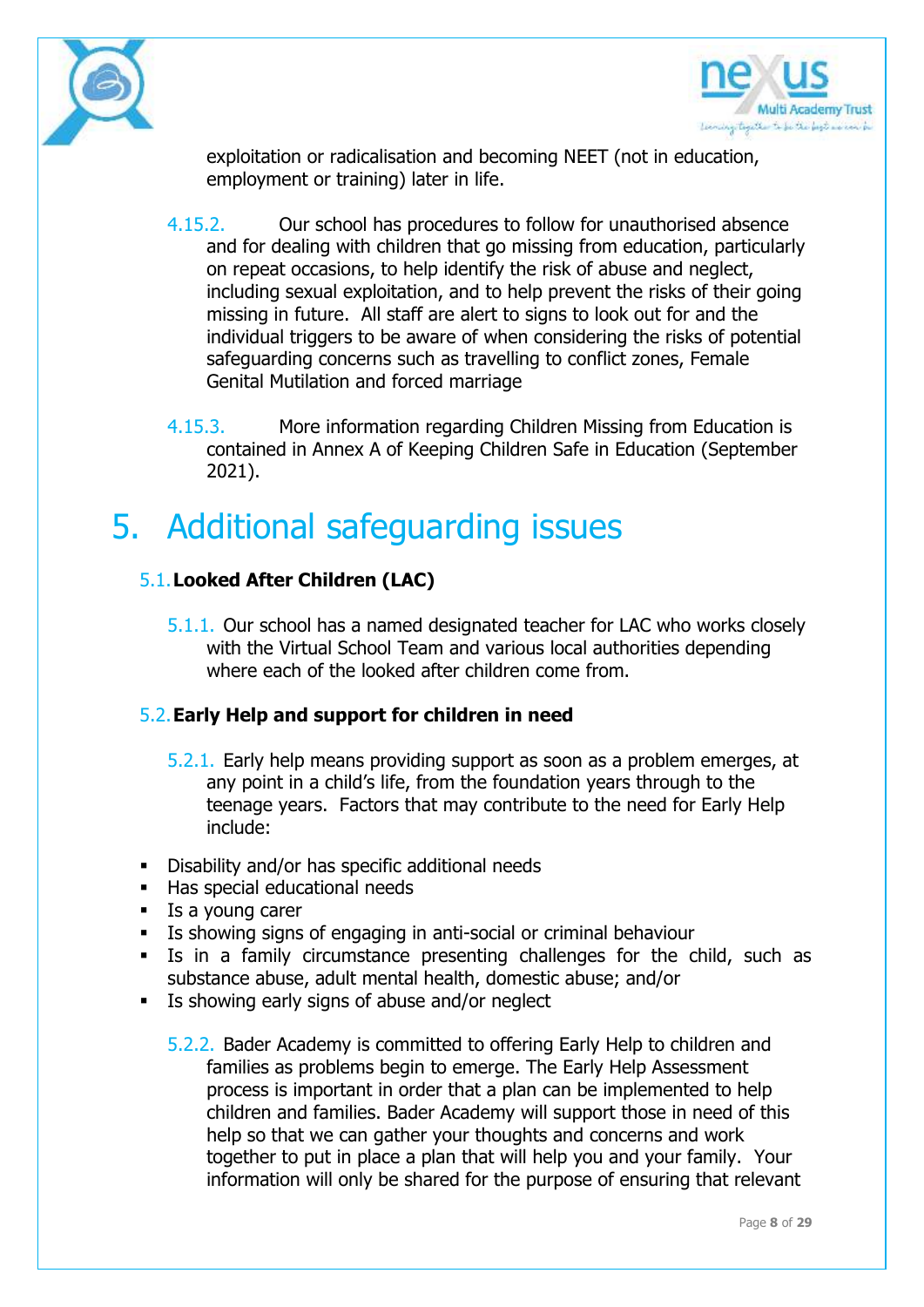exploitation or radicalisation and becoming NEET (not in education, employment or training) later in life.

4.15.2. Our school has procedures to follow for unauthorised absence and for dealing with children that go missing from education, particularly on repeat occasions, to help identify the risk of abuse and neglect, including sexual exploitation, and to help prevent the risks of their going missing in future. All staff are alert to signs to look out for and the individual triggers to be aware of when considering the risks of potential safeguarding concerns such as travelling to conflict zones, Female Genital Mutilation and forced marriage

4.15.3. More information regarding Children Missing from Education is contained in Annex A of Keeping Children Safe in Education (September 2021).

# 5. Additional safeguarding issues

## 5.1. Looked After Children (LAC)

5.1.1. Our school has a named designated teacher for LAC who works closely with the Virtual School Team and various local authorities depending where each of the looked after children come from.

## 5.2. Early Help and support for children in need

5.2.1. Early help means providing support as soon as a problem emerges, at any point in a child's life, from the foundation years through to the teenage years. Factors that may contribute to the need for Early Help include:

- Disability and/or has specific additional needs
- Has special educational needs
- Is a young carer
- Is showing signs of engaging in anti-social or criminal behaviour
- Is in a family circumstance presenting challenges for the child, such as substance abuse, adult mental health, domestic abuse; and/or
- Is showing early signs of abuse and/or neglect

5.2.2. Bader Academy is committed to offering Early Help to children and families as problems begin to emerge. The Early Help Assessment process is important in order that a plan can be implemented to help children and families. Bader Academy will support those in need of this help so that we can gather your thoughts and concerns and work together to put in place a plan that will help you and your family. Your information will only be shared for the purpose of ensuring that relevant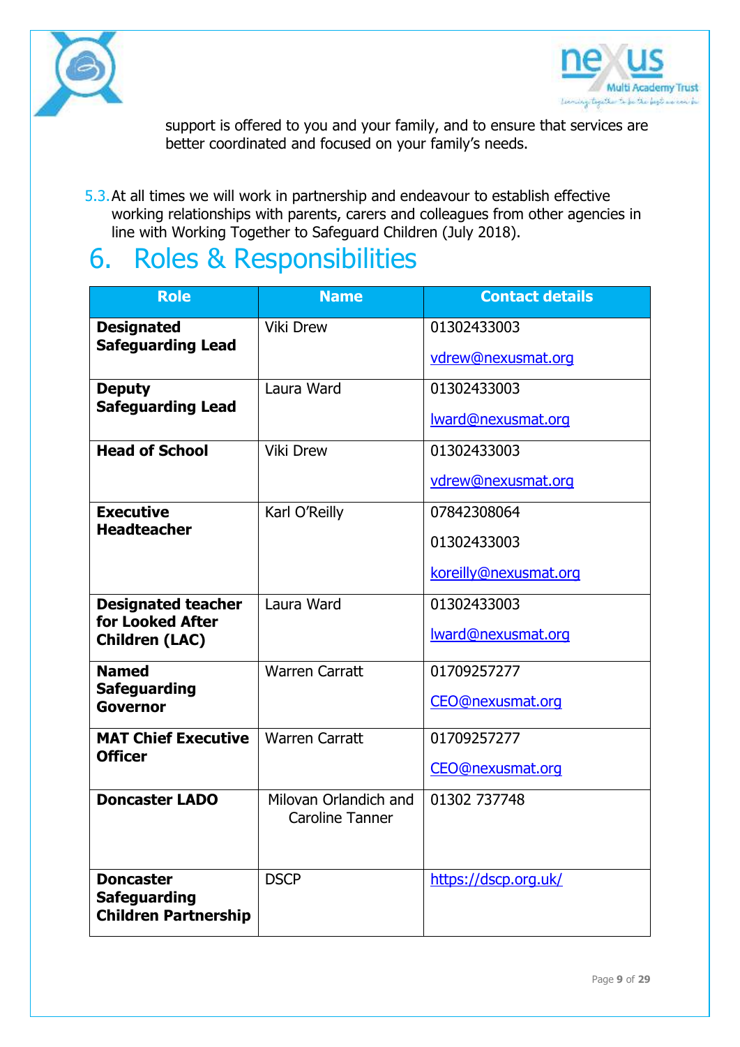support is offered to you and your family, and to ensure that services are better coordinated and focused on your family's needs.

5.3. At all times we will work in partnership and endeavour to establish effective working relationships with parents, carers and colleagues from other agencies in line with Working Together to Safeguard Children (July 2018).

# 6. Roles & Responsibilities

| Role | Name | Contact details |
|---|---|---|
| **Designated Safeguarding Lead** | Viki Drew | 01302433003<br>vdrew@nexusmat.org |
| **Deputy Safeguarding Lead** | Laura Ward | 01302433003<br>lward@nexusmat.org |
| **Head of School** | Viki Drew | 01302433003<br>vdrew@nexusmat.org |
| **Executive Headteacher** | Karl O'Reilly | 07842308064<br>01302433003<br>koreilly@nexusmat.org |
| **Designated teacher for Looked After Children (LAC)** | Laura Ward | 01302433003<br>lward@nexusmat.org |
| **Named Safeguarding Governor** | Warren Carratt | 01709257277<br>CEO@nexusmat.org |
| **MAT Chief Executive Officer** | Warren Carratt | 01709257277<br>CEO@nexusmat.org |
| **Doncaster LADO** | Milovan Orlandich and Caroline Tanner | 01302 737748 |
| **Doncaster Safeguarding Children Partnership** | DSCP | https://dscp.org.uk/ |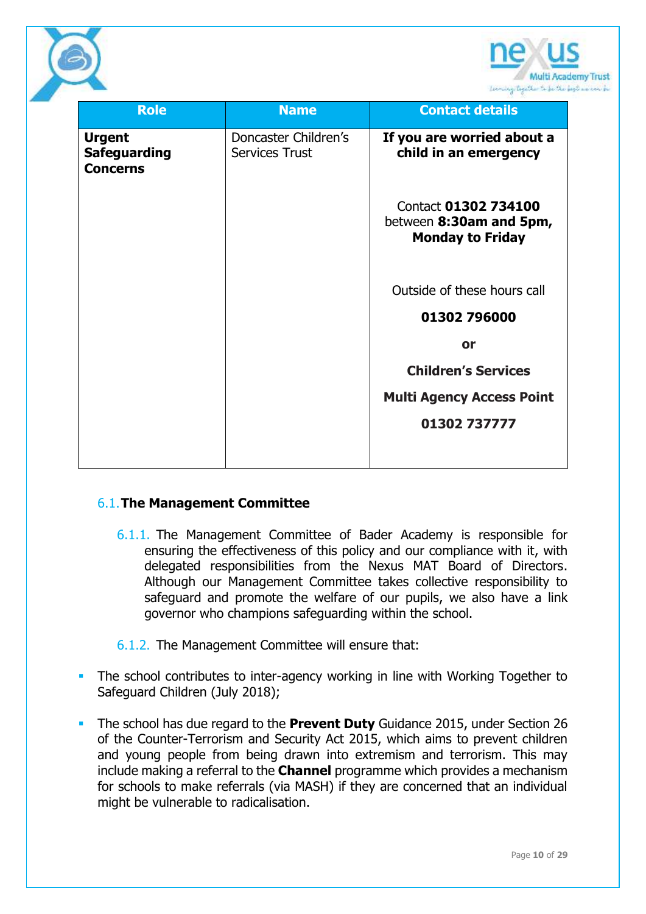| Role | Name | Contact details |
|---|---|---|
| **Urgent Safeguarding Concerns** | Doncaster Children's Services Trust | **If you are worried about a child in an emergency**<br><br>Contact **01302 734100** between **8:30am and 5pm, Monday to Friday**<br><br>Outside of these hours call<br>**01302 796000**<br>**or**<br>**Children's Services**<br>**Multi Agency Access Point**<br>**01302 737777** |

### 6.1. The Management Committee

6.1.1. The Management Committee of Bader Academy is responsible for ensuring the effectiveness of this policy and our compliance with it, with delegated responsibilities from the Nexus MAT Board of Directors. Although our Management Committee takes collective responsibility to safeguard and promote the welfare of our pupils, we also have a link governor who champions safeguarding within the school.

6.1.2. The Management Committee will ensure that:

- The school contributes to inter-agency working in line with Working Together to Safeguard Children (July 2018);
- The school has due regard to the **Prevent Duty** Guidance 2015, under Section 26 of the Counter-Terrorism and Security Act 2015, which aims to prevent children and young people from being drawn into extremism and terrorism. This may include making a referral to the **Channel** programme which provides a mechanism for schools to make referrals (via MASH) if they are concerned that an individual might be vulnerable to radicalisation.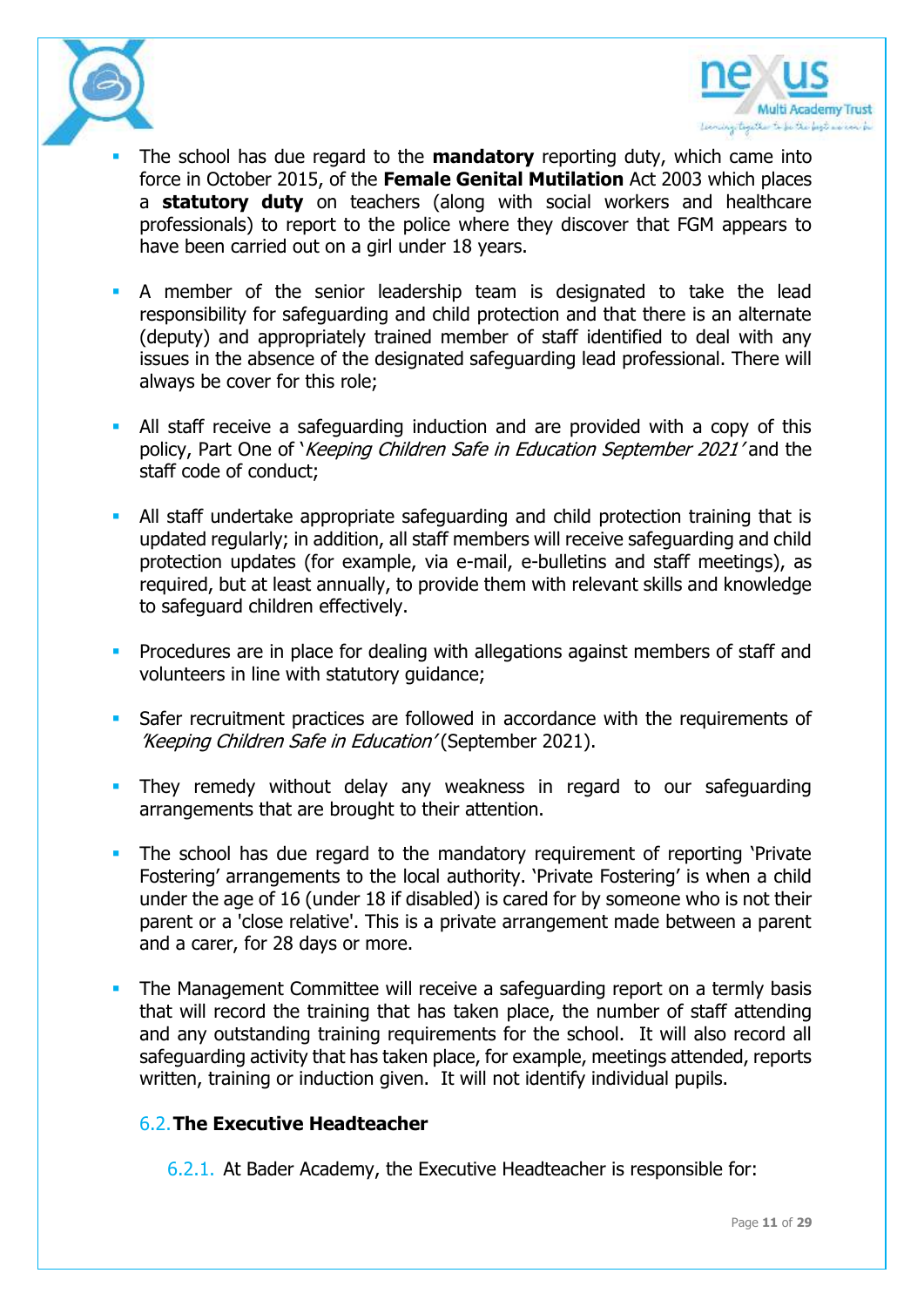- The school has due regard to the **mandatory** reporting duty, which came into force in October 2015, of the **Female Genital Mutilation** Act 2003 which places a **statutory duty** on teachers (along with social workers and healthcare professionals) to report to the police where they discover that FGM appears to have been carried out on a girl under 18 years.

- A member of the senior leadership team is designated to take the lead responsibility for safeguarding and child protection and that there is an alternate (deputy) and appropriately trained member of staff identified to deal with any issues in the absence of the designated safeguarding lead professional. There will always be cover for this role;

- All staff receive a safeguarding induction and are provided with a copy of this policy, Part One of '*Keeping Children Safe in Education September 2021*' and the staff code of conduct;

- All staff undertake appropriate safeguarding and child protection training that is updated regularly; in addition, all staff members will receive safeguarding and child protection updates (for example, via e-mail, e-bulletins and staff meetings), as required, but at least annually, to provide them with relevant skills and knowledge to safeguard children effectively.

- Procedures are in place for dealing with allegations against members of staff and volunteers in line with statutory guidance;

- Safer recruitment practices are followed in accordance with the requirements of '*Keeping Children Safe in Education*' (September 2021).

- They remedy without delay any weakness in regard to our safeguarding arrangements that are brought to their attention.

- The school has due regard to the mandatory requirement of reporting 'Private Fostering' arrangements to the local authority. 'Private Fostering' is when a child under the age of 16 (under 18 if disabled) is cared for by someone who is not their parent or a 'close relative'. This is a private arrangement made between a parent and a carer, for 28 days or more.

- The Management Committee will receive a safeguarding report on a termly basis that will record the training that has taken place, the number of staff attending and any outstanding training requirements for the school. It will also record all safeguarding activity that has taken place, for example, meetings attended, reports written, training or induction given. It will not identify individual pupils.

### 6.2. The Executive Headteacher

6.2.1. At Bader Academy, the Executive Headteacher is responsible for: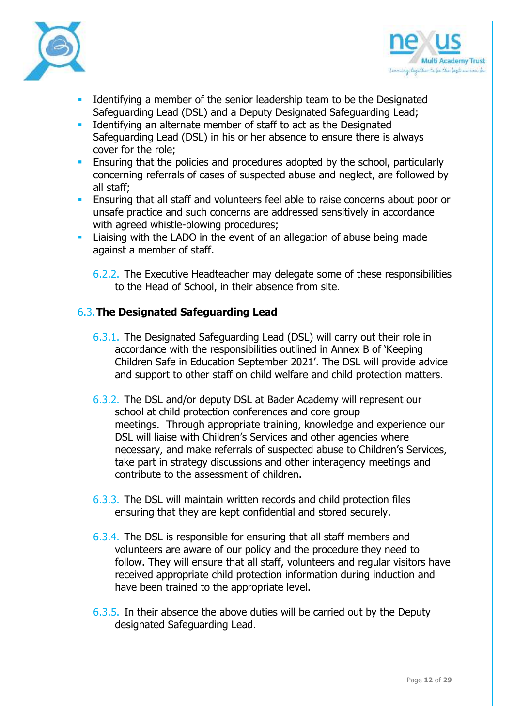- Identifying a member of the senior leadership team to be the Designated Safeguarding Lead (DSL) and a Deputy Designated Safeguarding Lead;
- Identifying an alternate member of staff to act as the Designated Safeguarding Lead (DSL) in his or her absence to ensure there is always cover for the role;
- Ensuring that the policies and procedures adopted by the school, particularly concerning referrals of cases of suspected abuse and neglect, are followed by all staff;
- Ensuring that all staff and volunteers feel able to raise concerns about poor or unsafe practice and such concerns are addressed sensitively in accordance with agreed whistle-blowing procedures;
- Liaising with the LADO in the event of an allegation of abuse being made against a member of staff.

6.2.2. The Executive Headteacher may delegate some of these responsibilities to the Head of School, in their absence from site.

## 6.3. The Designated Safeguarding Lead

6.3.1. The Designated Safeguarding Lead (DSL) will carry out their role in accordance with the responsibilities outlined in Annex B of 'Keeping Children Safe in Education September 2021'. The DSL will provide advice and support to other staff on child welfare and child protection matters.

6.3.2. The DSL and/or deputy DSL at Bader Academy will represent our school at child protection conferences and core group meetings. Through appropriate training, knowledge and experience our DSL will liaise with Children's Services and other agencies where necessary, and make referrals of suspected abuse to Children's Services, take part in strategy discussions and other interagency meetings and contribute to the assessment of children.

6.3.3. The DSL will maintain written records and child protection files ensuring that they are kept confidential and stored securely.

6.3.4. The DSL is responsible for ensuring that all staff members and volunteers are aware of our policy and the procedure they need to follow. They will ensure that all staff, volunteers and regular visitors have received appropriate child protection information during induction and have been trained to the appropriate level.

6.3.5. In their absence the above duties will be carried out by the Deputy designated Safeguarding Lead.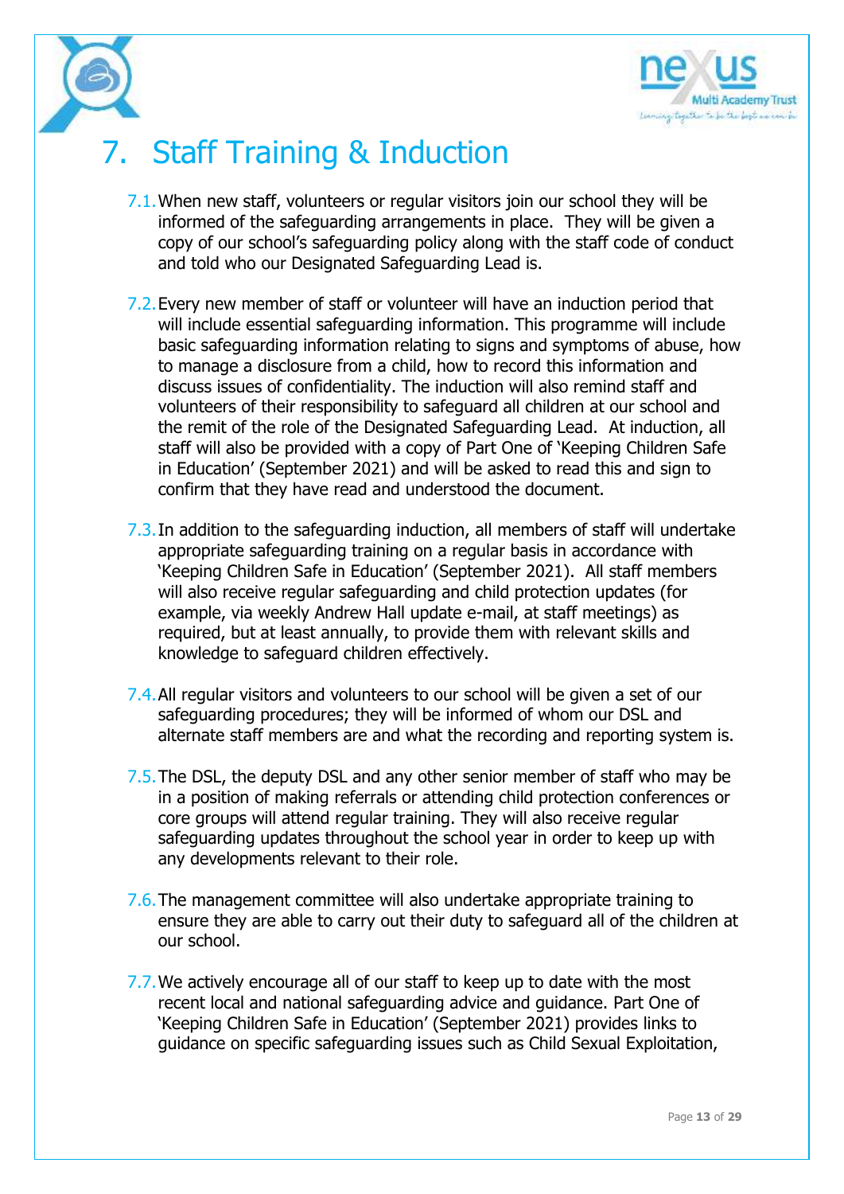# 7. Staff Training & Induction

7.1. When new staff, volunteers or regular visitors join our school they will be informed of the safeguarding arrangements in place. They will be given a copy of our school's safeguarding policy along with the staff code of conduct and told who our Designated Safeguarding Lead is.

7.2. Every new member of staff or volunteer will have an induction period that will include essential safeguarding information. This programme will include basic safeguarding information relating to signs and symptoms of abuse, how to manage a disclosure from a child, how to record this information and discuss issues of confidentiality. The induction will also remind staff and volunteers of their responsibility to safeguard all children at our school and the remit of the role of the Designated Safeguarding Lead. At induction, all staff will also be provided with a copy of Part One of 'Keeping Children Safe in Education' (September 2021) and will be asked to read this and sign to confirm that they have read and understood the document.

7.3. In addition to the safeguarding induction, all members of staff will undertake appropriate safeguarding training on a regular basis in accordance with 'Keeping Children Safe in Education' (September 2021). All staff members will also receive regular safeguarding and child protection updates (for example, via weekly Andrew Hall update e-mail, at staff meetings) as required, but at least annually, to provide them with relevant skills and knowledge to safeguard children effectively.

7.4. All regular visitors and volunteers to our school will be given a set of our safeguarding procedures; they will be informed of whom our DSL and alternate staff members are and what the recording and reporting system is.

7.5. The DSL, the deputy DSL and any other senior member of staff who may be in a position of making referrals or attending child protection conferences or core groups will attend regular training. They will also receive regular safeguarding updates throughout the school year in order to keep up with any developments relevant to their role.

7.6. The management committee will also undertake appropriate training to ensure they are able to carry out their duty to safeguard all of the children at our school.

7.7. We actively encourage all of our staff to keep up to date with the most recent local and national safeguarding advice and guidance. Part One of 'Keeping Children Safe in Education' (September 2021) provides links to guidance on specific safeguarding issues such as Child Sexual Exploitation,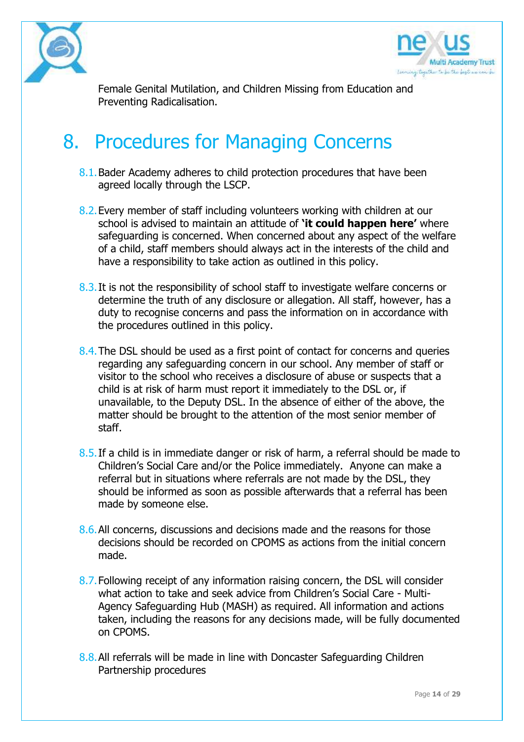Female Genital Mutilation, and Children Missing from Education and Preventing Radicalisation.

# 8. Procedures for Managing Concerns

8.1. Bader Academy adheres to child protection procedures that have been agreed locally through the LSCP.

8.2. Every member of staff including volunteers working with children at our school is advised to maintain an attitude of **'it could happen here'** where safeguarding is concerned. When concerned about any aspect of the welfare of a child, staff members should always act in the interests of the child and have a responsibility to take action as outlined in this policy.

8.3. It is not the responsibility of school staff to investigate welfare concerns or determine the truth of any disclosure or allegation. All staff, however, has a duty to recognise concerns and pass the information on in accordance with the procedures outlined in this policy.

8.4. The DSL should be used as a first point of contact for concerns and queries regarding any safeguarding concern in our school. Any member of staff or visitor to the school who receives a disclosure of abuse or suspects that a child is at risk of harm must report it immediately to the DSL or, if unavailable, to the Deputy DSL. In the absence of either of the above, the matter should be brought to the attention of the most senior member of staff.

8.5. If a child is in immediate danger or risk of harm, a referral should be made to Children's Social Care and/or the Police immediately. Anyone can make a referral but in situations where referrals are not made by the DSL, they should be informed as soon as possible afterwards that a referral has been made by someone else.

8.6. All concerns, discussions and decisions made and the reasons for those decisions should be recorded on CPOMS as actions from the initial concern made.

8.7. Following receipt of any information raising concern, the DSL will consider what action to take and seek advice from Children's Social Care - Multi-Agency Safeguarding Hub (MASH) as required. All information and actions taken, including the reasons for any decisions made, will be fully documented on CPOMS.

8.8. All referrals will be made in line with Doncaster Safeguarding Children Partnership procedures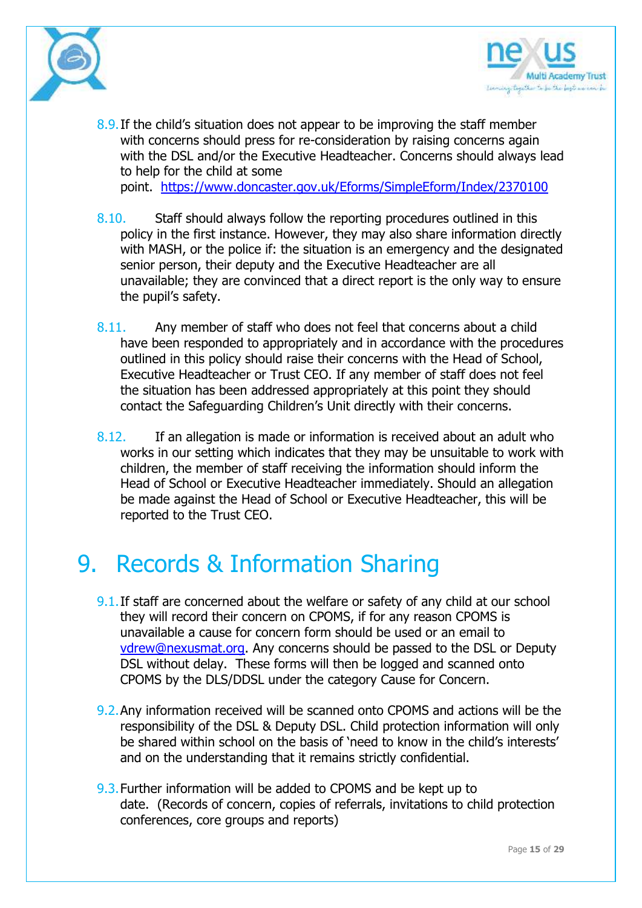8.9. If the child's situation does not appear to be improving the staff member with concerns should press for re-consideration by raising concerns again with the DSL and/or the Executive Headteacher. Concerns should always lead to help for the child at some point. https://www.doncaster.gov.uk/Eforms/SimpleEform/Index/2370100

8.10. Staff should always follow the reporting procedures outlined in this policy in the first instance. However, they may also share information directly with MASH, or the police if: the situation is an emergency and the designated senior person, their deputy and the Executive Headteacher are all unavailable; they are convinced that a direct report is the only way to ensure the pupil's safety.

8.11. Any member of staff who does not feel that concerns about a child have been responded to appropriately and in accordance with the procedures outlined in this policy should raise their concerns with the Head of School, Executive Headteacher or Trust CEO. If any member of staff does not feel the situation has been addressed appropriately at this point they should contact the Safeguarding Children's Unit directly with their concerns.

8.12. If an allegation is made or information is received about an adult who works in our setting which indicates that they may be unsuitable to work with children, the member of staff receiving the information should inform the Head of School or Executive Headteacher immediately. Should an allegation be made against the Head of School or Executive Headteacher, this will be reported to the Trust CEO.

# 9. Records & Information Sharing

9.1. If staff are concerned about the welfare or safety of any child at our school they will record their concern on CPOMS, if for any reason CPOMS is unavailable a cause for concern form should be used or an email to vdrew@nexusmat.org. Any concerns should be passed to the DSL or Deputy DSL without delay. These forms will then be logged and scanned onto CPOMS by the DLS/DDSL under the category Cause for Concern.

9.2. Any information received will be scanned onto CPOMS and actions will be the responsibility of the DSL & Deputy DSL. Child protection information will only be shared within school on the basis of 'need to know in the child's interests' and on the understanding that it remains strictly confidential.

9.3. Further information will be added to CPOMS and be kept up to date. (Records of concern, copies of referrals, invitations to child protection conferences, core groups and reports)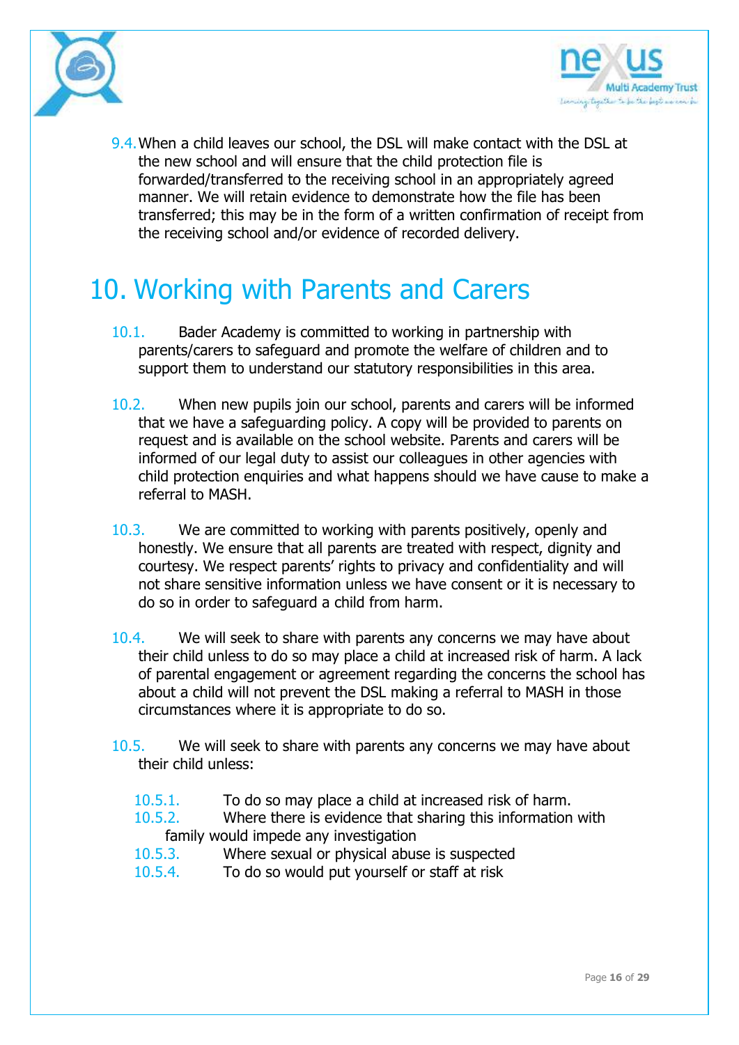9.4. When a child leaves our school, the DSL will make contact with the DSL at the new school and will ensure that the child protection file is forwarded/transferred to the receiving school in an appropriately agreed manner. We will retain evidence to demonstrate how the file has been transferred; this may be in the form of a written confirmation of receipt from the receiving school and/or evidence of recorded delivery.

# 10. Working with Parents and Carers

10.1. Bader Academy is committed to working in partnership with parents/carers to safeguard and promote the welfare of children and to support them to understand our statutory responsibilities in this area.

10.2. When new pupils join our school, parents and carers will be informed that we have a safeguarding policy. A copy will be provided to parents on request and is available on the school website. Parents and carers will be informed of our legal duty to assist our colleagues in other agencies with child protection enquiries and what happens should we have cause to make a referral to MASH.

10.3. We are committed to working with parents positively, openly and honestly. We ensure that all parents are treated with respect, dignity and courtesy. We respect parents' rights to privacy and confidentiality and will not share sensitive information unless we have consent or it is necessary to do so in order to safeguard a child from harm.

10.4. We will seek to share with parents any concerns we may have about their child unless to do so may place a child at increased risk of harm. A lack of parental engagement or agreement regarding the concerns the school has about a child will not prevent the DSL making a referral to MASH in those circumstances where it is appropriate to do so.

10.5. We will seek to share with parents any concerns we may have about their child unless:

- 10.5.1. To do so may place a child at increased risk of harm.
- 10.5.2. Where there is evidence that sharing this information with family would impede any investigation
- 10.5.3. Where sexual or physical abuse is suspected
- 10.5.4. To do so would put yourself or staff at risk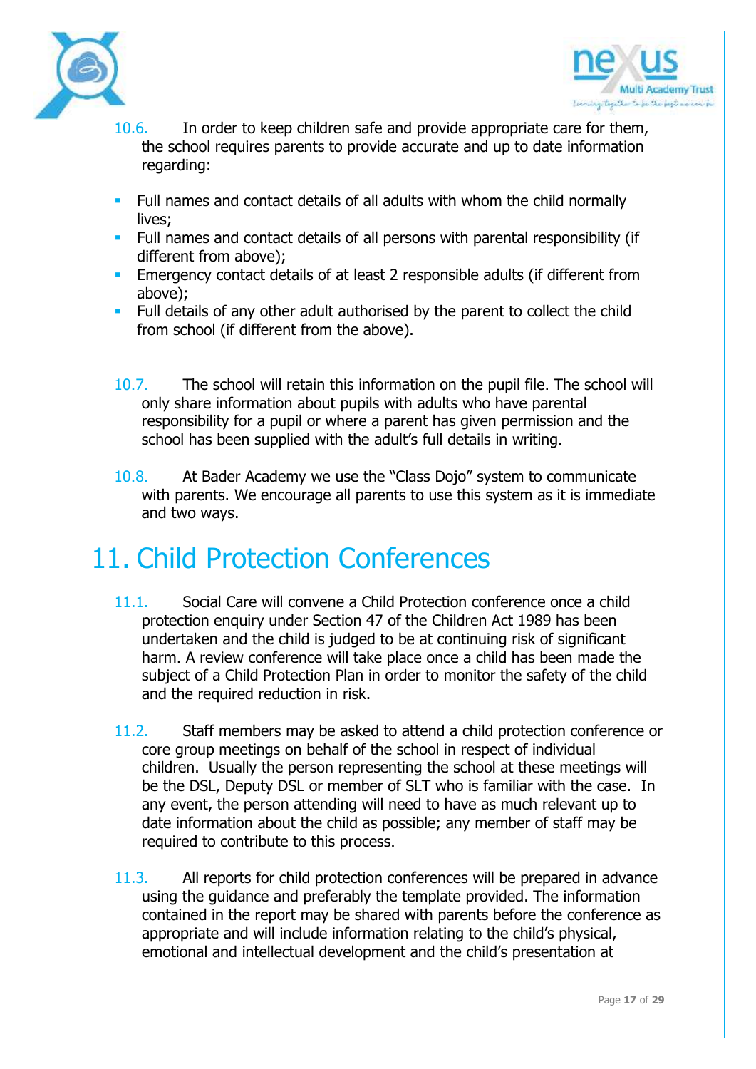10.6. In order to keep children safe and provide appropriate care for them, the school requires parents to provide accurate and up to date information regarding:

- Full names and contact details of all adults with whom the child normally lives;
- Full names and contact details of all persons with parental responsibility (if different from above);
- Emergency contact details of at least 2 responsible adults (if different from above);
- Full details of any other adult authorised by the parent to collect the child from school (if different from the above).

10.7. The school will retain this information on the pupil file. The school will only share information about pupils with adults who have parental responsibility for a pupil or where a parent has given permission and the school has been supplied with the adult's full details in writing.

10.8. At Bader Academy we use the "Class Dojo" system to communicate with parents. We encourage all parents to use this system as it is immediate and two ways.

# 11. Child Protection Conferences

11.1. Social Care will convene a Child Protection conference once a child protection enquiry under Section 47 of the Children Act 1989 has been undertaken and the child is judged to be at continuing risk of significant harm. A review conference will take place once a child has been made the subject of a Child Protection Plan in order to monitor the safety of the child and the required reduction in risk.

11.2. Staff members may be asked to attend a child protection conference or core group meetings on behalf of the school in respect of individual children. Usually the person representing the school at these meetings will be the DSL, Deputy DSL or member of SLT who is familiar with the case. In any event, the person attending will need to have as much relevant up to date information about the child as possible; any member of staff may be required to contribute to this process.

11.3. All reports for child protection conferences will be prepared in advance using the guidance and preferably the template provided. The information contained in the report may be shared with parents before the conference as appropriate and will include information relating to the child's physical, emotional and intellectual development and the child's presentation at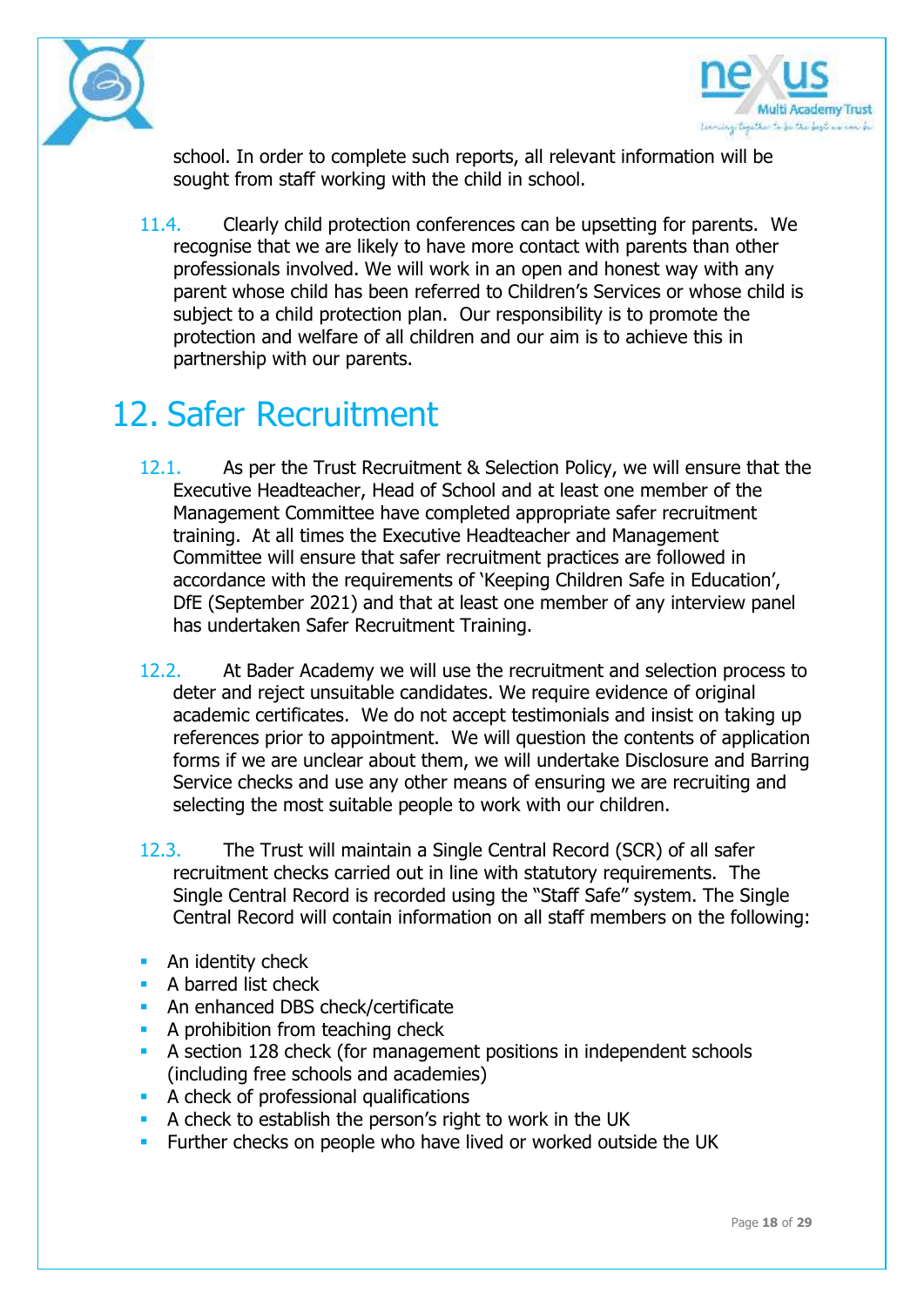school. In order to complete such reports, all relevant information will be sought from staff working with the child in school.

11.4. Clearly child protection conferences can be upsetting for parents. We recognise that we are likely to have more contact with parents than other professionals involved. We will work in an open and honest way with any parent whose child has been referred to Children's Services or whose child is subject to a child protection plan. Our responsibility is to promote the protection and welfare of all children and our aim is to achieve this in partnership with our parents.

# 12. Safer Recruitment

12.1. As per the Trust Recruitment & Selection Policy, we will ensure that the Executive Headteacher, Head of School and at least one member of the Management Committee have completed appropriate safer recruitment training. At all times the Executive Headteacher and Management Committee will ensure that safer recruitment practices are followed in accordance with the requirements of 'Keeping Children Safe in Education', DfE (September 2021) and that at least one member of any interview panel has undertaken Safer Recruitment Training.

12.2. At Bader Academy we will use the recruitment and selection process to deter and reject unsuitable candidates. We require evidence of original academic certificates. We do not accept testimonials and insist on taking up references prior to appointment. We will question the contents of application forms if we are unclear about them, we will undertake Disclosure and Barring Service checks and use any other means of ensuring we are recruiting and selecting the most suitable people to work with our children.

12.3. The Trust will maintain a Single Central Record (SCR) of all safer recruitment checks carried out in line with statutory requirements. The Single Central Record is recorded using the "Staff Safe" system. The Single Central Record will contain information on all staff members on the following:

- An identity check
- A barred list check
- An enhanced DBS check/certificate
- A prohibition from teaching check
- A section 128 check (for management positions in independent schools (including free schools and academies)
- A check of professional qualifications
- A check to establish the person's right to work in the UK
- Further checks on people who have lived or worked outside the UK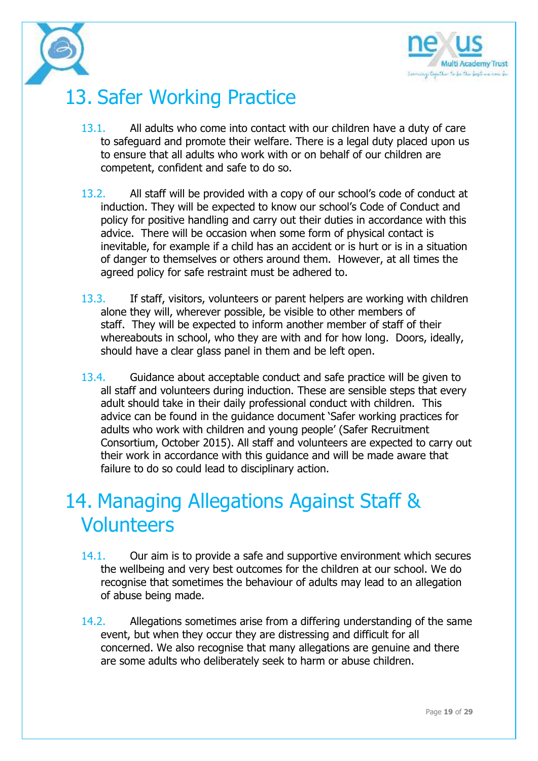# 13. Safer Working Practice

13.1. All adults who come into contact with our children have a duty of care to safeguard and promote their welfare. There is a legal duty placed upon us to ensure that all adults who work with or on behalf of our children are competent, confident and safe to do so.

13.2. All staff will be provided with a copy of our school's code of conduct at induction. They will be expected to know our school's Code of Conduct and policy for positive handling and carry out their duties in accordance with this advice. There will be occasion when some form of physical contact is inevitable, for example if a child has an accident or is hurt or is in a situation of danger to themselves or others around them. However, at all times the agreed policy for safe restraint must be adhered to.

13.3. If staff, visitors, volunteers or parent helpers are working with children alone they will, wherever possible, be visible to other members of staff. They will be expected to inform another member of staff of their whereabouts in school, who they are with and for how long. Doors, ideally, should have a clear glass panel in them and be left open.

13.4. Guidance about acceptable conduct and safe practice will be given to all staff and volunteers during induction. These are sensible steps that every adult should take in their daily professional conduct with children. This advice can be found in the guidance document 'Safer working practices for adults who work with children and young people' (Safer Recruitment Consortium, October 2015). All staff and volunteers are expected to carry out their work in accordance with this guidance and will be made aware that failure to do so could lead to disciplinary action.

# 14. Managing Allegations Against Staff & Volunteers

14.1. Our aim is to provide a safe and supportive environment which secures the wellbeing and very best outcomes for the children at our school. We do recognise that sometimes the behaviour of adults may lead to an allegation of abuse being made.

14.2. Allegations sometimes arise from a differing understanding of the same event, but when they occur they are distressing and difficult for all concerned. We also recognise that many allegations are genuine and there are some adults who deliberately seek to harm or abuse children.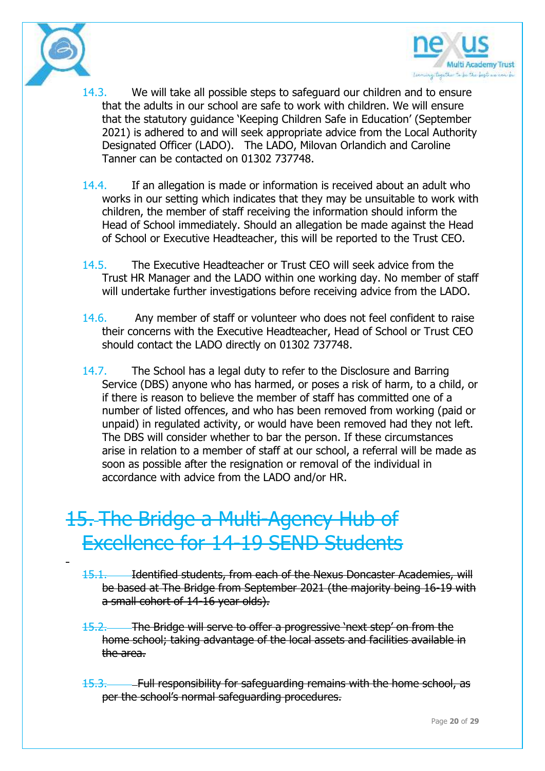14.3. We will take all possible steps to safeguard our children and to ensure that the adults in our school are safe to work with children. We will ensure that the statutory guidance 'Keeping Children Safe in Education' (September 2021) is adhered to and will seek appropriate advice from the Local Authority Designated Officer (LADO). The LADO, Milovan Orlandich and Caroline Tanner can be contacted on 01302 737748.

14.4. If an allegation is made or information is received about an adult who works in our setting which indicates that they may be unsuitable to work with children, the member of staff receiving the information should inform the Head of School immediately. Should an allegation be made against the Head of School or Executive Headteacher, this will be reported to the Trust CEO.

14.5. The Executive Headteacher or Trust CEO will seek advice from the Trust HR Manager and the LADO within one working day. No member of staff will undertake further investigations before receiving advice from the LADO.

14.6. Any member of staff or volunteer who does not feel confident to raise their concerns with the Executive Headteacher, Head of School or Trust CEO should contact the LADO directly on 01302 737748.

14.7. The School has a legal duty to refer to the Disclosure and Barring Service (DBS) anyone who has harmed, or poses a risk of harm, to a child, or if there is reason to believe the member of staff has committed one of a number of listed offences, and who has been removed from working (paid or unpaid) in regulated activity, or would have been removed had they not left. The DBS will consider whether to bar the person. If these circumstances arise in relation to a member of staff at our school, a referral will be made as soon as possible after the resignation or removal of the individual in accordance with advice from the LADO and/or HR.

# ~~15. The Bridge a Multi-Agency Hub of Excellence for 14-19 SEND Students~~

~~15.1. Identified students, from each of the Nexus Doncaster Academies, will be based at The Bridge from September 2021 (the majority being 16-19 with a small cohort of 14-16 year olds).~~

~~15.2. The Bridge will serve to offer a progressive 'next step' on from the home school; taking advantage of the local assets and facilities available in the area.~~

~~15.3. Full responsibility for safeguarding remains with the home school, as per the school's normal safeguarding procedures.~~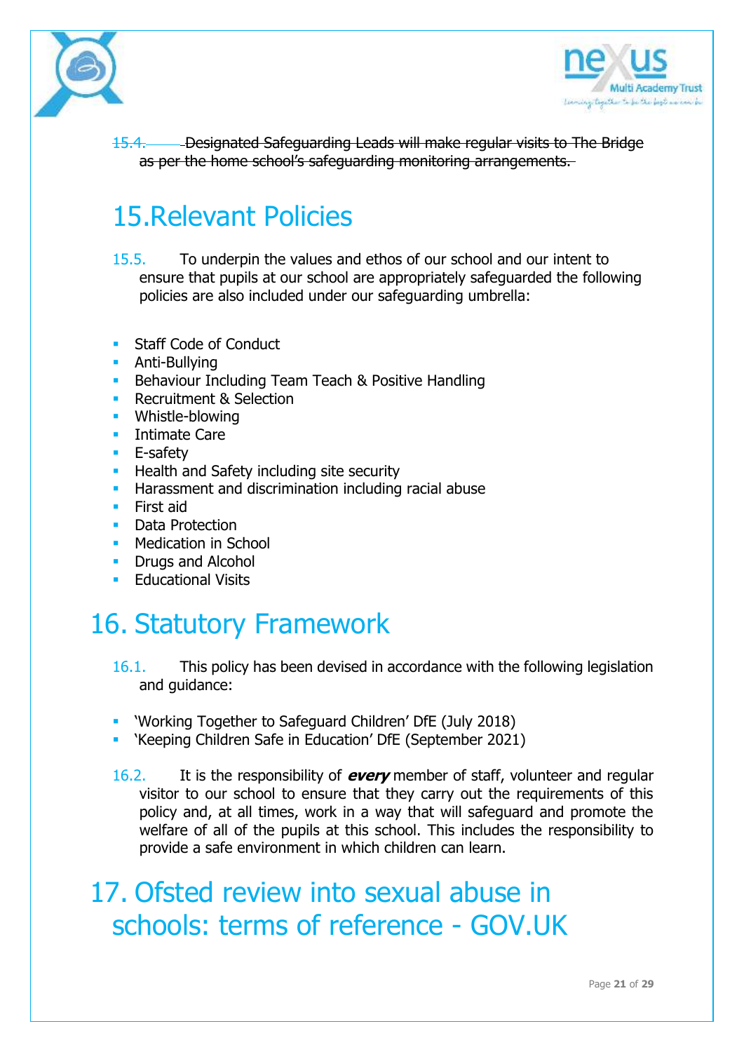15.4. ~~Designated Safeguarding Leads will make regular visits to The Bridge as per the home school's safeguarding monitoring arrangements.~~

# 15. Relevant Policies

15.5. To underpin the values and ethos of our school and our intent to ensure that pupils at our school are appropriately safeguarded the following policies are also included under our safeguarding umbrella:

- Staff Code of Conduct
- Anti-Bullying
- Behaviour Including Team Teach & Positive Handling
- Recruitment & Selection
- Whistle-blowing
- Intimate Care
- E-safety
- Health and Safety including site security
- Harassment and discrimination including racial abuse
- First aid
- Data Protection
- Medication in School
- Drugs and Alcohol
- Educational Visits

# 16. Statutory Framework

16.1. This policy has been devised in accordance with the following legislation and guidance:

- 'Working Together to Safeguard Children' DfE (July 2018)
- 'Keeping Children Safe in Education' DfE (September 2021)

16.2. It is the responsibility of ***every*** member of staff, volunteer and regular visitor to our school to ensure that they carry out the requirements of this policy and, at all times, work in a way that will safeguard and promote the welfare of all of the pupils at this school. This includes the responsibility to provide a safe environment in which children can learn.

# 17. Ofsted review into sexual abuse in schools: terms of reference - GOV.UK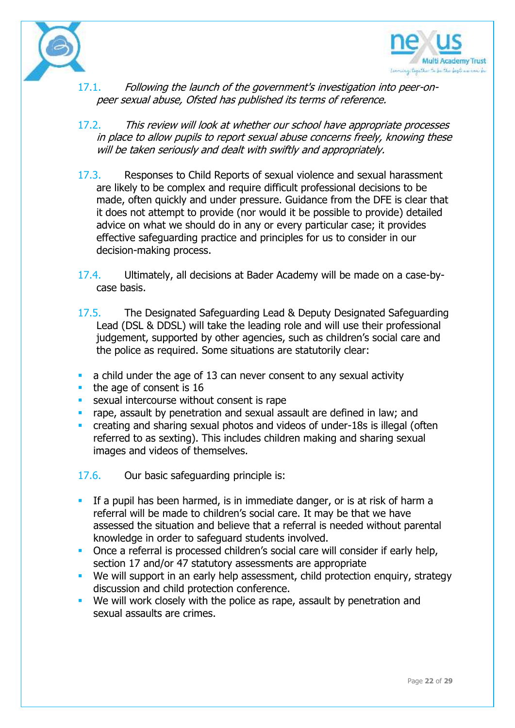17.1. *Following the launch of the government's investigation into peer-on-peer sexual abuse, Ofsted has published its terms of reference.*

17.2. *This review will look at whether our school have appropriate processes in place to allow pupils to report sexual abuse concerns freely, knowing these will be taken seriously and dealt with swiftly and appropriately.*

17.3. Responses to Child Reports of sexual violence and sexual harassment are likely to be complex and require difficult professional decisions to be made, often quickly and under pressure. Guidance from the DFE is clear that it does not attempt to provide (nor would it be possible to provide) detailed advice on what we should do in any or every particular case; it provides effective safeguarding practice and principles for us to consider in our decision-making process.

17.4. Ultimately, all decisions at Bader Academy will be made on a case-by-case basis.

17.5. The Designated Safeguarding Lead & Deputy Designated Safeguarding Lead (DSL & DDSL) will take the leading role and will use their professional judgement, supported by other agencies, such as children's social care and the police as required. Some situations are statutorily clear:

- a child under the age of 13 can never consent to any sexual activity
- the age of consent is 16
- sexual intercourse without consent is rape
- rape, assault by penetration and sexual assault are defined in law; and
- creating and sharing sexual photos and videos of under-18s is illegal (often referred to as sexting). This includes children making and sharing sexual images and videos of themselves.

17.6. Our basic safeguarding principle is:

- If a pupil has been harmed, is in immediate danger, or is at risk of harm a referral will be made to children's social care. It may be that we have assessed the situation and believe that a referral is needed without parental knowledge in order to safeguard students involved.
- Once a referral is processed children's social care will consider if early help, section 17 and/or 47 statutory assessments are appropriate
- We will support in an early help assessment, child protection enquiry, strategy discussion and child protection conference.
- We will work closely with the police as rape, assault by penetration and sexual assaults are crimes.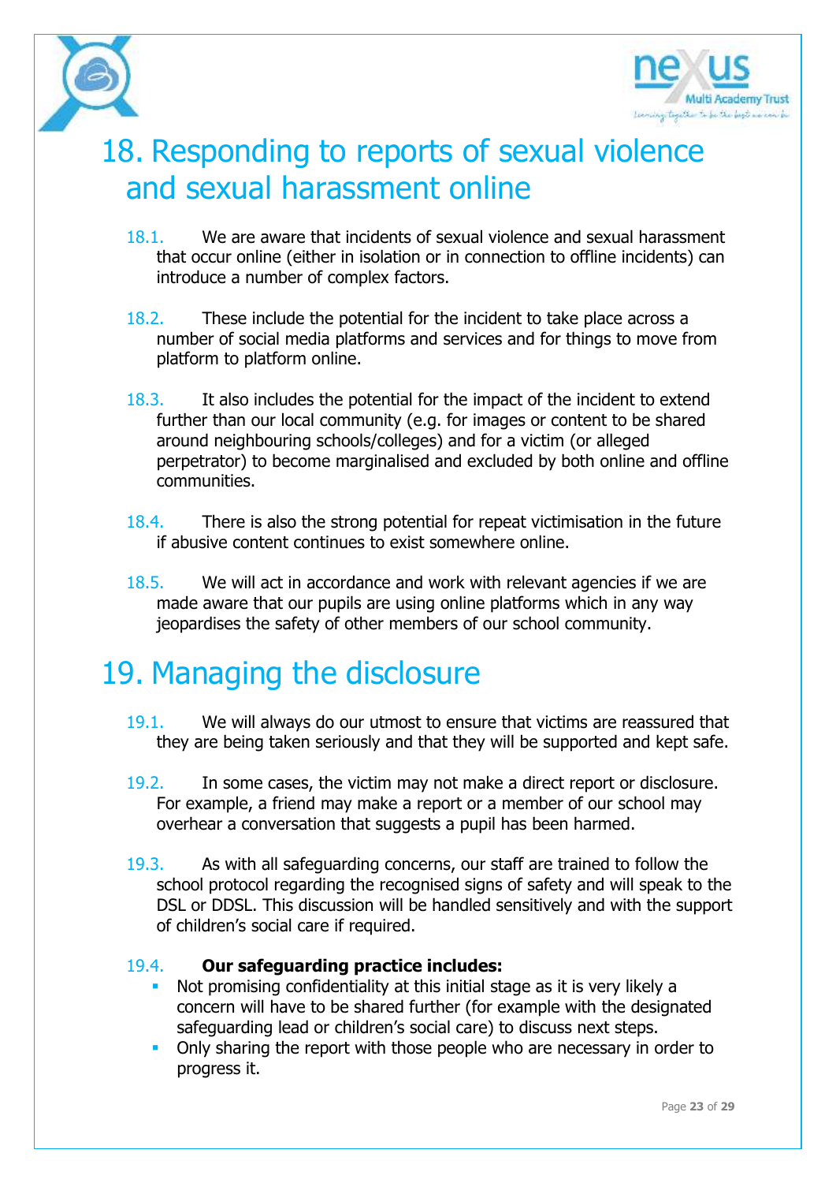# 18. Responding to reports of sexual violence and sexual harassment online

18.1. We are aware that incidents of sexual violence and sexual harassment that occur online (either in isolation or in connection to offline incidents) can introduce a number of complex factors.

18.2. These include the potential for the incident to take place across a number of social media platforms and services and for things to move from platform to platform online.

18.3. It also includes the potential for the impact of the incident to extend further than our local community (e.g. for images or content to be shared around neighbouring schools/colleges) and for a victim (or alleged perpetrator) to become marginalised and excluded by both online and offline communities.

18.4. There is also the strong potential for repeat victimisation in the future if abusive content continues to exist somewhere online.

18.5. We will act in accordance and work with relevant agencies if we are made aware that our pupils are using online platforms which in any way jeopardises the safety of other members of our school community.

# 19. Managing the disclosure

19.1. We will always do our utmost to ensure that victims are reassured that they are being taken seriously and that they will be supported and kept safe.

19.2. In some cases, the victim may not make a direct report or disclosure. For example, a friend may make a report or a member of our school may overhear a conversation that suggests a pupil has been harmed.

19.3. As with all safeguarding concerns, our staff are trained to follow the school protocol regarding the recognised signs of safety and will speak to the DSL or DDSL. This discussion will be handled sensitively and with the support of children's social care if required.

19.4. **Our safeguarding practice includes:**

- Not promising confidentiality at this initial stage as it is very likely a concern will have to be shared further (for example with the designated safeguarding lead or children's social care) to discuss next steps.
- Only sharing the report with those people who are necessary in order to progress it.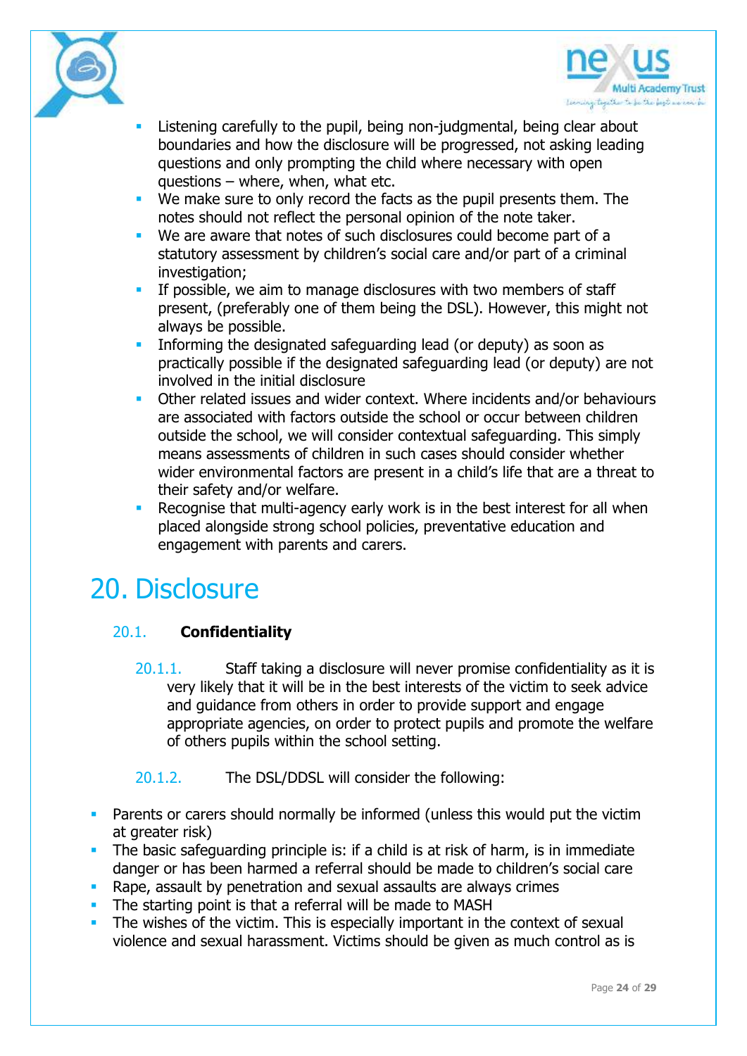- Listening carefully to the pupil, being non-judgmental, being clear about boundaries and how the disclosure will be progressed, not asking leading questions and only prompting the child where necessary with open questions – where, when, what etc.
- We make sure to only record the facts as the pupil presents them. The notes should not reflect the personal opinion of the note taker.
- We are aware that notes of such disclosures could become part of a statutory assessment by children's social care and/or part of a criminal investigation;
- If possible, we aim to manage disclosures with two members of staff present, (preferably one of them being the DSL). However, this might not always be possible.
- Informing the designated safeguarding lead (or deputy) as soon as practically possible if the designated safeguarding lead (or deputy) are not involved in the initial disclosure
- Other related issues and wider context. Where incidents and/or behaviours are associated with factors outside the school or occur between children outside the school, we will consider contextual safeguarding. This simply means assessments of children in such cases should consider whether wider environmental factors are present in a child's life that are a threat to their safety and/or welfare.
- Recognise that multi-agency early work is in the best interest for all when placed alongside strong school policies, preventative education and engagement with parents and carers.

# 20. Disclosure

## 20.1. **Confidentiality**

20.1.1. Staff taking a disclosure will never promise confidentiality as it is very likely that it will be in the best interests of the victim to seek advice and guidance from others in order to provide support and engage appropriate agencies, on order to protect pupils and promote the welfare of others pupils within the school setting.

20.1.2. The DSL/DDSL will consider the following:

- Parents or carers should normally be informed (unless this would put the victim at greater risk)
- The basic safeguarding principle is: if a child is at risk of harm, is in immediate danger or has been harmed a referral should be made to children's social care
- Rape, assault by penetration and sexual assaults are always crimes
- The starting point is that a referral will be made to MASH
- The wishes of the victim. This is especially important in the context of sexual violence and sexual harassment. Victims should be given as much control as is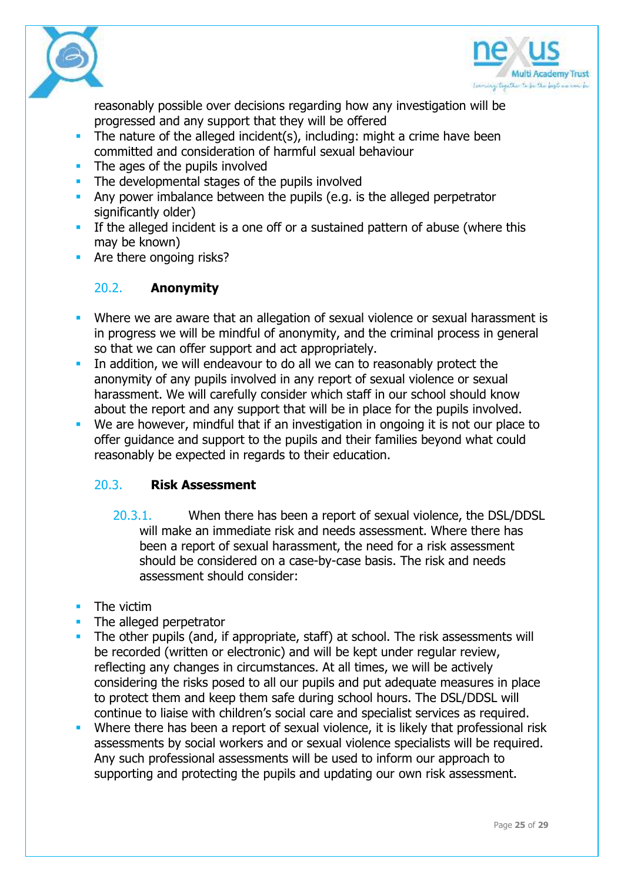reasonably possible over decisions regarding how any investigation will be progressed and any support that they will be offered

- The nature of the alleged incident(s), including: might a crime have been committed and consideration of harmful sexual behaviour
- The ages of the pupils involved
- The developmental stages of the pupils involved
- Any power imbalance between the pupils (e.g. is the alleged perpetrator significantly older)
- If the alleged incident is a one off or a sustained pattern of abuse (where this may be known)
- Are there ongoing risks?

### 20.2. Anonymity

- Where we are aware that an allegation of sexual violence or sexual harassment is in progress we will be mindful of anonymity, and the criminal process in general so that we can offer support and act appropriately.
- In addition, we will endeavour to do all we can to reasonably protect the anonymity of any pupils involved in any report of sexual violence or sexual harassment. We will carefully consider which staff in our school should know about the report and any support that will be in place for the pupils involved.
- We are however, mindful that if an investigation in ongoing it is not our place to offer guidance and support to the pupils and their families beyond what could reasonably be expected in regards to their education.

### 20.3. Risk Assessment

20.3.1. When there has been a report of sexual violence, the DSL/DDSL will make an immediate risk and needs assessment. Where there has been a report of sexual harassment, the need for a risk assessment should be considered on a case-by-case basis. The risk and needs assessment should consider:

- The victim
- The alleged perpetrator
- The other pupils (and, if appropriate, staff) at school. The risk assessments will be recorded (written or electronic) and will be kept under regular review, reflecting any changes in circumstances. At all times, we will be actively considering the risks posed to all our pupils and put adequate measures in place to protect them and keep them safe during school hours. The DSL/DDSL will continue to liaise with children's social care and specialist services as required.
- Where there has been a report of sexual violence, it is likely that professional risk assessments by social workers and or sexual violence specialists will be required. Any such professional assessments will be used to inform our approach to supporting and protecting the pupils and updating our own risk assessment.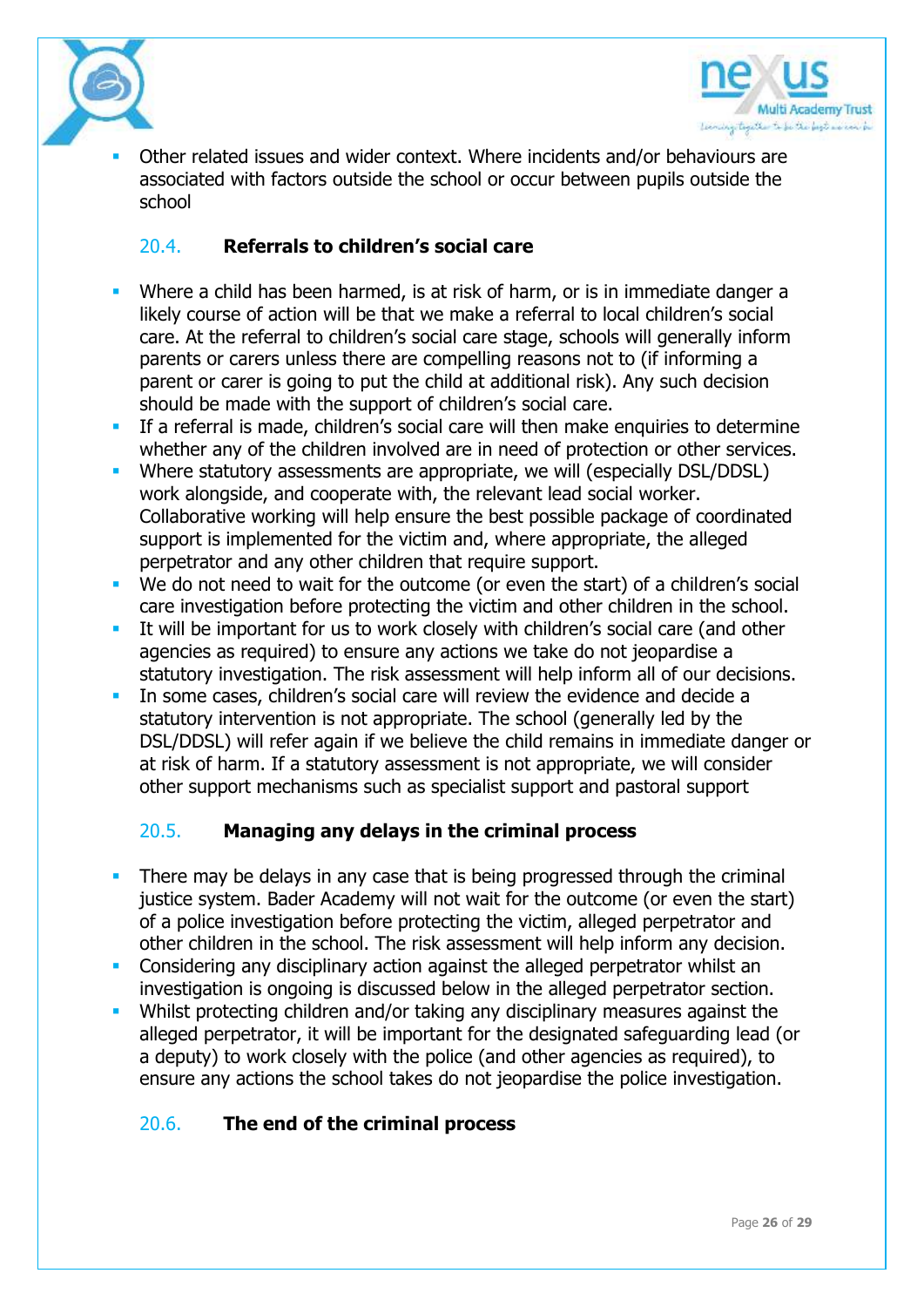- Other related issues and wider context. Where incidents and/or behaviours are associated with factors outside the school or occur between pupils outside the school

### 20.4. Referrals to children's social care

- Where a child has been harmed, is at risk of harm, or is in immediate danger a likely course of action will be that we make a referral to local children's social care. At the referral to children's social care stage, schools will generally inform parents or carers unless there are compelling reasons not to (if informing a parent or carer is going to put the child at additional risk). Any such decision should be made with the support of children's social care.
- If a referral is made, children's social care will then make enquiries to determine whether any of the children involved are in need of protection or other services.
- Where statutory assessments are appropriate, we will (especially DSL/DDSL) work alongside, and cooperate with, the relevant lead social worker. Collaborative working will help ensure the best possible package of coordinated support is implemented for the victim and, where appropriate, the alleged perpetrator and any other children that require support.
- We do not need to wait for the outcome (or even the start) of a children's social care investigation before protecting the victim and other children in the school.
- It will be important for us to work closely with children's social care (and other agencies as required) to ensure any actions we take do not jeopardise a statutory investigation. The risk assessment will help inform all of our decisions.
- In some cases, children's social care will review the evidence and decide a statutory intervention is not appropriate. The school (generally led by the DSL/DDSL) will refer again if we believe the child remains in immediate danger or at risk of harm. If a statutory assessment is not appropriate, we will consider other support mechanisms such as specialist support and pastoral support

### 20.5. Managing any delays in the criminal process

- There may be delays in any case that is being progressed through the criminal justice system. Bader Academy will not wait for the outcome (or even the start) of a police investigation before protecting the victim, alleged perpetrator and other children in the school. The risk assessment will help inform any decision.
- Considering any disciplinary action against the alleged perpetrator whilst an investigation is ongoing is discussed below in the alleged perpetrator section.
- Whilst protecting children and/or taking any disciplinary measures against the alleged perpetrator, it will be important for the designated safeguarding lead (or a deputy) to work closely with the police (and other agencies as required), to ensure any actions the school takes do not jeopardise the police investigation.

### 20.6. The end of the criminal process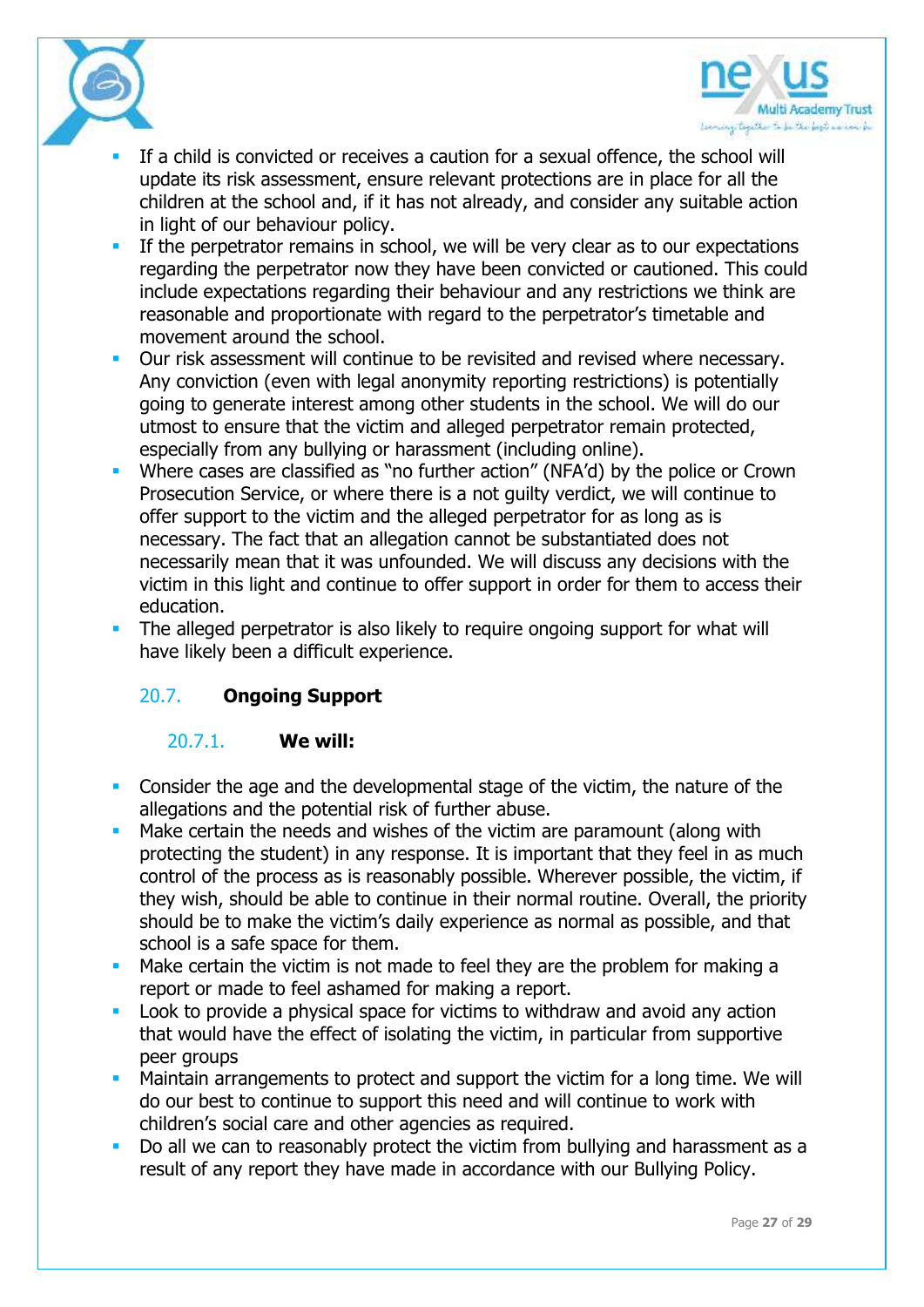- If a child is convicted or receives a caution for a sexual offence, the school will update its risk assessment, ensure relevant protections are in place for all the children at the school and, if it has not already, and consider any suitable action in light of our behaviour policy.
- If the perpetrator remains in school, we will be very clear as to our expectations regarding the perpetrator now they have been convicted or cautioned. This could include expectations regarding their behaviour and any restrictions we think are reasonable and proportionate with regard to the perpetrator's timetable and movement around the school.
- Our risk assessment will continue to be revisited and revised where necessary. Any conviction (even with legal anonymity reporting restrictions) is potentially going to generate interest among other students in the school. We will do our utmost to ensure that the victim and alleged perpetrator remain protected, especially from any bullying or harassment (including online).
- Where cases are classified as "no further action" (NFA'd) by the police or Crown Prosecution Service, or where there is a not guilty verdict, we will continue to offer support to the victim and the alleged perpetrator for as long as is necessary. The fact that an allegation cannot be substantiated does not necessarily mean that it was unfounded. We will discuss any decisions with the victim in this light and continue to offer support in order for them to access their education.
- The alleged perpetrator is also likely to require ongoing support for what will have likely been a difficult experience.

### 20.7. **Ongoing Support**

#### 20.7.1. **We will:**

- Consider the age and the developmental stage of the victim, the nature of the allegations and the potential risk of further abuse.
- Make certain the needs and wishes of the victim are paramount (along with protecting the student) in any response. It is important that they feel in as much control of the process as is reasonably possible. Wherever possible, the victim, if they wish, should be able to continue in their normal routine. Overall, the priority should be to make the victim's daily experience as normal as possible, and that school is a safe space for them.
- Make certain the victim is not made to feel they are the problem for making a report or made to feel ashamed for making a report.
- Look to provide a physical space for victims to withdraw and avoid any action that would have the effect of isolating the victim, in particular from supportive peer groups
- Maintain arrangements to protect and support the victim for a long time. We will do our best to continue to support this need and will continue to work with children's social care and other agencies as required.
- Do all we can to reasonably protect the victim from bullying and harassment as a result of any report they have made in accordance with our Bullying Policy.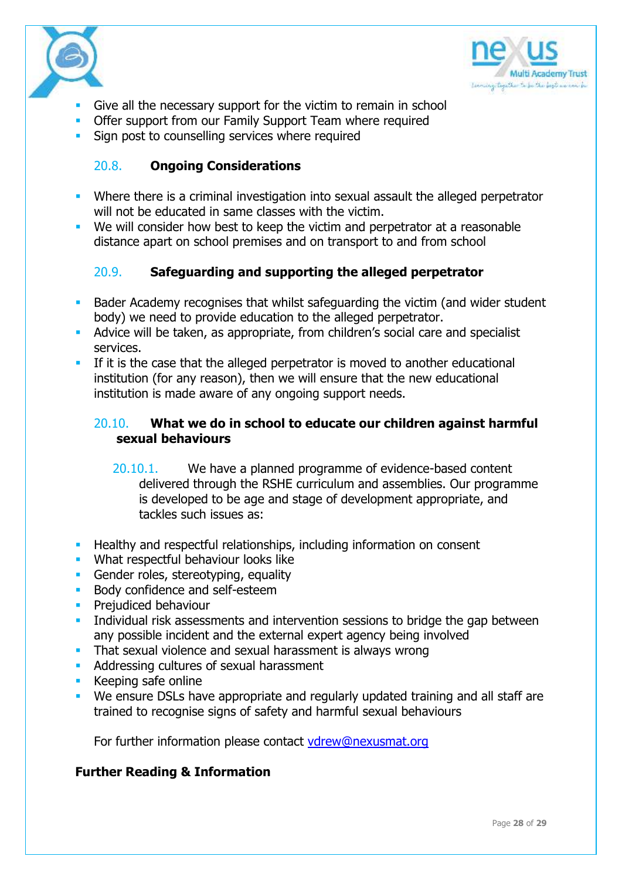- Give all the necessary support for the victim to remain in school
- Offer support from our Family Support Team where required
- Sign post to counselling services where required

### 20.8. Ongoing Considerations

- Where there is a criminal investigation into sexual assault the alleged perpetrator will not be educated in same classes with the victim.
- We will consider how best to keep the victim and perpetrator at a reasonable distance apart on school premises and on transport to and from school

### 20.9. Safeguarding and supporting the alleged perpetrator

- Bader Academy recognises that whilst safeguarding the victim (and wider student body) we need to provide education to the alleged perpetrator.
- Advice will be taken, as appropriate, from children's social care and specialist services.
- If it is the case that the alleged perpetrator is moved to another educational institution (for any reason), then we will ensure that the new educational institution is made aware of any ongoing support needs.

### 20.10. What we do in school to educate our children against harmful sexual behaviours

20.10.1. We have a planned programme of evidence-based content delivered through the RSHE curriculum and assemblies. Our programme is developed to be age and stage of development appropriate, and tackles such issues as:

- Healthy and respectful relationships, including information on consent
- What respectful behaviour looks like
- Gender roles, stereotyping, equality
- Body confidence and self-esteem
- Prejudiced behaviour
- Individual risk assessments and intervention sessions to bridge the gap between any possible incident and the external expert agency being involved
- That sexual violence and sexual harassment is always wrong
- Addressing cultures of sexual harassment
- Keeping safe online
- We ensure DSLs have appropriate and regularly updated training and all staff are trained to recognise signs of safety and harmful sexual behaviours

For further information please contact vdrew@nexusmat.org

**Further Reading & Information**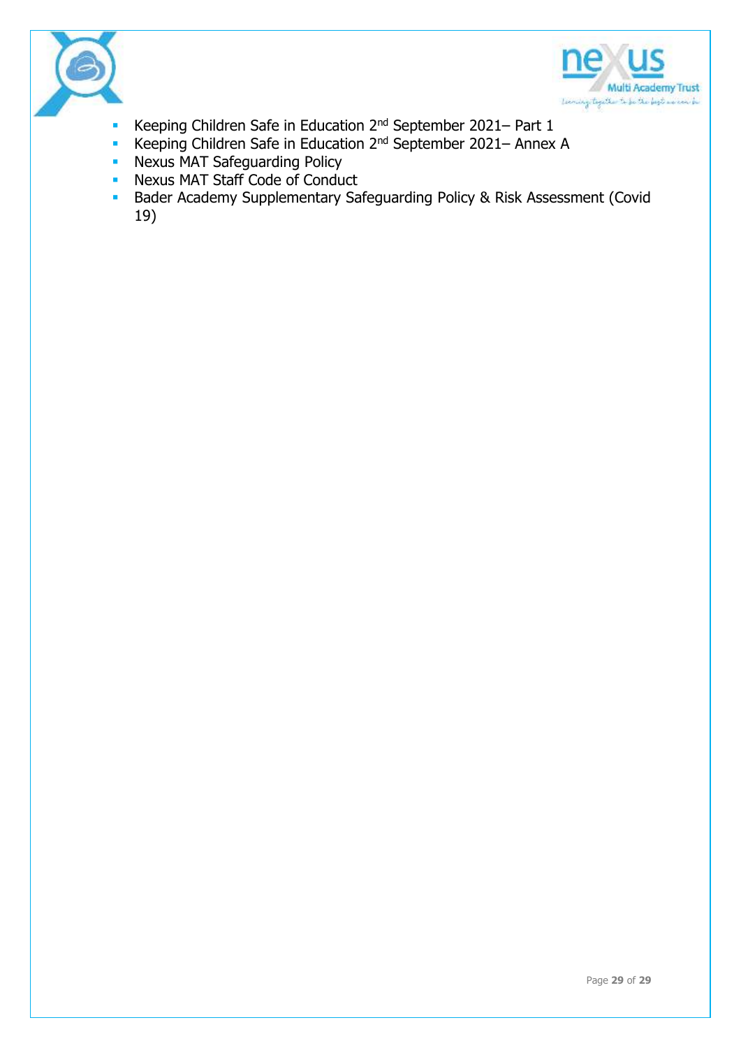- Keeping Children Safe in Education 2nd September 2021– Part 1
- Keeping Children Safe in Education 2nd September 2021– Annex A
- Nexus MAT Safeguarding Policy
- Nexus MAT Staff Code of Conduct
- Bader Academy Supplementary Safeguarding Policy & Risk Assessment (Covid 19)